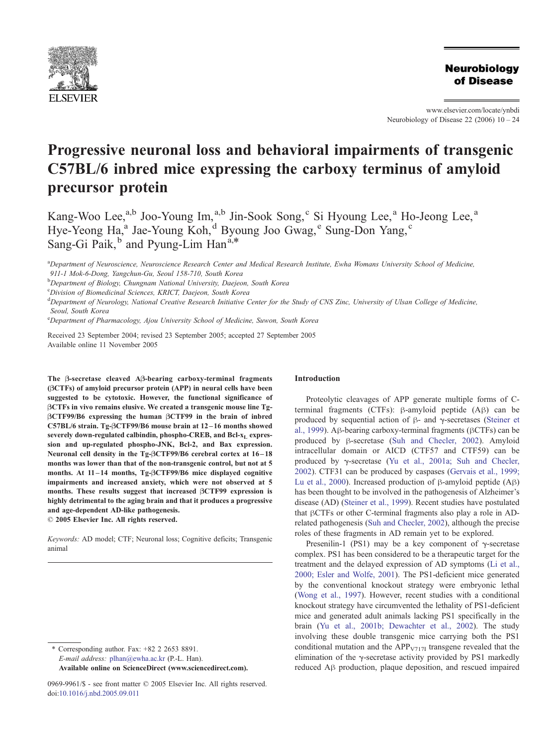# Progressive neuronal loss and behavioral impairments of transgenic C57BL/6 inbred mice expressing the carboxy terminus of amyloid precursor protein

Kang-Woo Lee,[a,b] Joo-Young Im,[a,b] Jin-Sook Song,[c] Si Hyoung Lee,[a] Ho-Jeong Lee,[a] Hye-Yeong Ha,[a] Jae-Young Koh,[d] Byoung Joo Gwag,[e] Sung-Don Yang,[c] Sang-Gi Paik,[b] and Pyung-Lim Han[a,*]

[a]Department of Neuroscience, Neuroscience Research Center and Medical Research Institute, Ewha Womans University School of Medicine, 911-1 Mok-6-Dong, Yangchun-Gu, Seoul 158-710, South Korea

[b]Department of Biology, Chungnam National University, Daejeon, South Korea

[c]Division of Biomedicinal Sciences, KRICT, Daejeon, South Korea

[d]Department of Neurology, National Creative Research Initiative Center for the Study of CNS Zinc, University of Ulsan College of Medicine, Seoul, South Korea

[e]Department of Pharmacology, Ajou University School of Medicine, Suwon, South Korea

Received 23 September 2004; revised 23 September 2005; accepted 27 September 2005
Available online 11 November 2005

**The β-secretase cleaved Aβ-bearing carboxy-terminal fragments (βCTFs) of amyloid precursor protein (APP) in neural cells have been suggested to be cytotoxic. However, the functional significance of βCTFs in vivo remains elusive. We created a transgenic mouse line Tg-βCTF99/B6 expressing the human βCTF99 in the brain of inbred C57BL/6 strain. Tg-βCTF99/B6 mouse brain at 12–16 months showed severely down-regulated calbindin, phospho-CREB, and Bcl-x$_L$ expression and up-regulated phospho-JNK, Bcl-2, and Bax expression. Neuronal cell density in the Tg-βCTF99/B6 cerebral cortex at 16–18 months was lower than that of the non-transgenic control, but not at 5 months. At 11–14 months, Tg-βCTF99/B6 mice displayed cognitive impairments and increased anxiety, which were not observed at 5 months. These results suggest that increased βCTF99 expression is highly detrimental to the aging brain and that it produces a progressive and age-dependent AD-like pathogenesis.**
**© 2005 Elsevier Inc. All rights reserved.**

*Keywords:* AD model; CTF; Neuronal loss; Cognitive deficits; Transgenic animal

## Introduction

Proteolytic cleavages of APP generate multiple forms of C-terminal fragments (CTFs): β-amyloid peptide (Aβ) can be produced by sequential action of β- and γ-secretases (Steiner et al., 1999). Aβ-bearing carboxy-terminal fragments (βCTFs) can be produced by β-secretase (Suh and Checler, 2002). Amyloid intracellular domain or AICD (CTF57 and CTF59) can be produced by γ-secretase (Yu et al., 2001a; Suh and Checler, 2002). CTF31 can be produced by caspases (Gervais et al., 1999; Lu et al., 2000). Increased production of β-amyloid peptide (Aβ) has been thought to be involved in the pathogenesis of Alzheimer's disease (AD) (Steiner et al., 1999). Recent studies have postulated that βCTFs or other C-terminal fragments also play a role in AD-related pathogenesis (Suh and Checler, 2002), although the precise roles of these fragments in AD remain yet to be explored.

Presenilin-1 (PS1) may be a key component of γ-secretase complex. PS1 has been considered to be a therapeutic target for the treatment and the delayed expression of AD symptoms (Li et al., 2000; Esler and Wolfe, 2001). The PS1-deficient mice generated by the conventional knockout strategy were embryonic lethal (Wong et al., 1997). However, recent studies with a conditional knockout strategy have circumvented the lethality of PS1-deficient mice and generated adult animals lacking PS1 specifically in the brain (Yu et al., 2001b; Dewachter et al., 2002). The study involving these double transgenic mice carrying both the PS1 conditional mutation and the APP$_{V717I}$ transgene revealed that the elimination of the γ-secretase activity provided by PS1 markedly reduced Aβ production, plaque deposition, and rescued impaired

\* Corresponding author. Fax: +82 2 2653 8891.
*E-mail address:* plhan@ewha.ac.kr (P.-L. Han).
**Available online on ScienceDirect (www.sciencedirect.com).**

0969-9961/$ - see front matter © 2005 Elsevier Inc. All rights reserved.
doi:10.1016/j.nbd.2005.09.011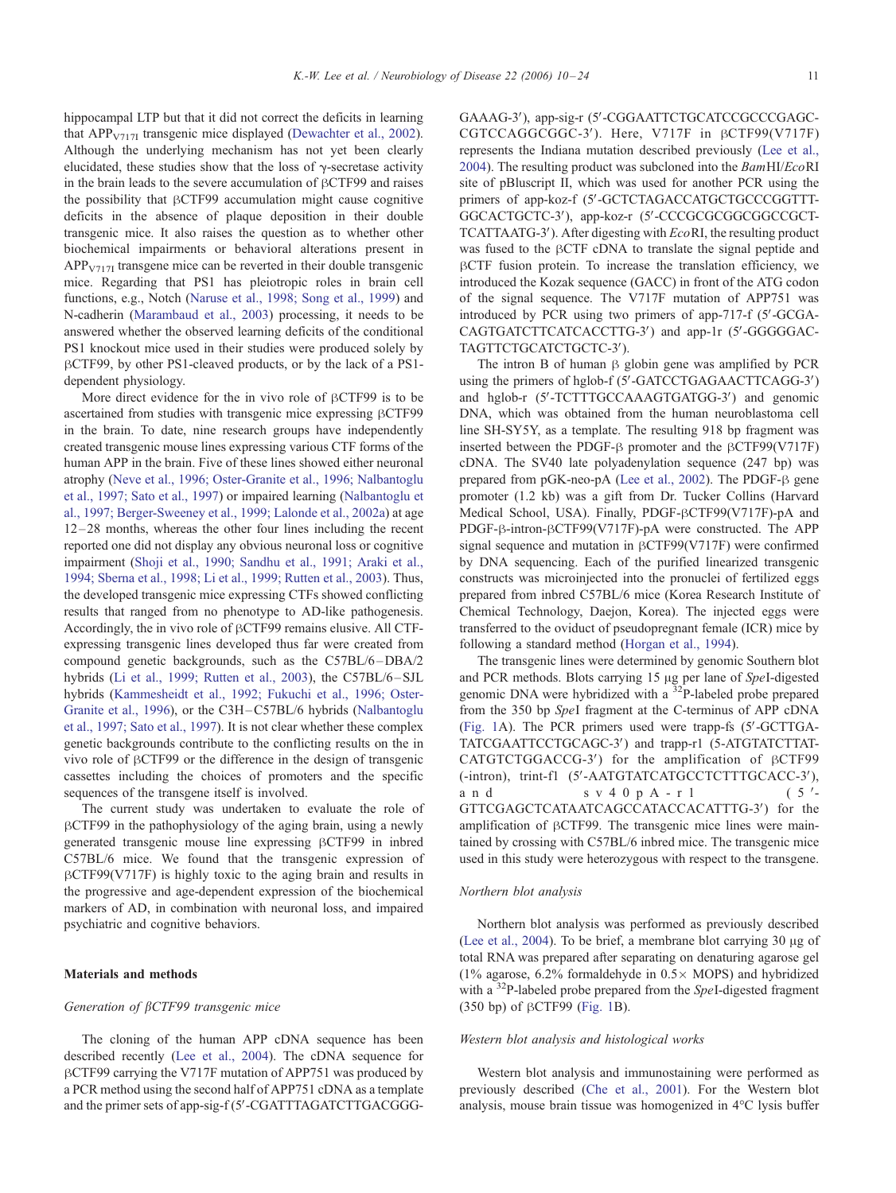hippocampal LTP but that it did not correct the deficits in learning that $APP_{V717I}$ transgenic mice displayed (Dewachter et al., 2002). Although the underlying mechanism has not yet been clearly elucidated, these studies show that the loss of γ-secretase activity in the brain leads to the severe accumulation of βCTF99 and raises the possibility that βCTF99 accumulation might cause cognitive deficits in the absence of plaque deposition in their double transgenic mice. It also raises the question as to whether other biochemical impairments or behavioral alterations present in $APP_{V717I}$ transgene mice can be reverted in their double transgenic mice. Regarding that PS1 has pleiotropic roles in brain cell functions, e.g., Notch (Naruse et al., 1998; Song et al., 1999) and N-cadherin (Marambaud et al., 2003) processing, it needs to be answered whether the observed learning deficits of the conditional PS1 knockout mice used in their studies were produced solely by βCTF99, by other PS1-cleaved products, or by the lack of a PS1-dependent physiology.

More direct evidence for the in vivo role of βCTF99 is to be ascertained from studies with transgenic mice expressing βCTF99 in the brain. To date, nine research groups have independently created transgenic mouse lines expressing various CTF forms of the human APP in the brain. Five of these lines showed either neuronal atrophy (Neve et al., 1996; Oster-Granite et al., 1996; Nalbantoglu et al., 1997; Sato et al., 1997) or impaired learning (Nalbantoglu et al., 1997; Berger-Sweeney et al., 1999; Lalonde et al., 2002a) at age 12–28 months, whereas the other four lines including the recent reported one did not display any obvious neuronal loss or cognitive impairment (Shoji et al., 1990; Sandhu et al., 1991; Araki et al., 1994; Sberna et al., 1998; Li et al., 1999; Rutten et al., 2003). Thus, the developed transgenic mice expressing CTFs showed conflicting results that ranged from no phenotype to AD-like pathogenesis. Accordingly, the in vivo role of βCTF99 remains elusive. All CTF-expressing transgenic lines developed thus far were created from compound genetic backgrounds, such as the C57BL/6–DBA/2 hybrids (Li et al., 1999; Rutten et al., 2003), the C57BL/6–SJL hybrids (Kammesheidt et al., 1992; Fukuchi et al., 1996; Oster-Granite et al., 1996), or the C3H–C57BL/6 hybrids (Nalbantoglu et al., 1997; Sato et al., 1997). It is not clear whether these complex genetic backgrounds contribute to the conflicting results on the in vivo role of βCTF99 or the difference in the design of transgenic cassettes including the choices of promoters and the specific sequences of the transgene itself is involved.

The current study was undertaken to evaluate the role of βCTF99 in the pathophysiology of the aging brain, using a newly generated transgenic mouse line expressing βCTF99 in inbred C57BL/6 mice. We found that the transgenic expression of βCTF99(V717F) is highly toxic to the aging brain and results in the progressive and age-dependent expression of the biochemical markers of AD, in combination with neuronal loss, and impaired psychiatric and cognitive behaviors.

## Materials and methods

### Generation of βCTF99 transgenic mice

The cloning of the human APP cDNA sequence has been described recently (Lee et al., 2004). The cDNA sequence for βCTF99 carrying the V717F mutation of APP751 was produced by a PCR method using the second half of APP751 cDNA as a template and the primer sets of app-sig-f (5′-CGATTTAGATCTTGACGGGGAAAG-3′), app-sig-r (5′-CGGAATTCTGCATCCGCCCGAGCCGTCCAGGCGGC-3′). Here, V717F in βCTF99(V717F) represents the Indiana mutation described previously (Lee et al., 2004). The resulting product was subcloned into the *Bam*HI/*Eco*RI site of pBluscript II, which was used for another PCR using the primers of app-koz-f (5′-GCTCTAGACCATGCTGCCCGGTTTGGCACTGCTC-3′), app-koz-r (5′-CCCGCGCGGCGGCCGCTTCATTAATG-3′). After digesting with *Eco*RI, the resulting product was fused to the βCTF cDNA to translate the signal peptide and βCTF fusion protein. To increase the translation efficiency, we introduced the Kozak sequence (GACC) in front of the ATG codon of the signal sequence. The V717F mutation of APP751 was introduced by PCR using two primers of app-717-f (5′-GCGACAGTGATCTTCATCACCTTG-3′) and app-1r (5′-GGGGGACTAGTTCTGCATCTGCTC-3′).

The intron B of human β globin gene was amplified by PCR using the primers of hglob-f (5′-GATCCTGAGAACTTCAGG-3′) and hglob-r (5′-TCTTTGCCAAAGTGATGG-3′) and genomic DNA, which was obtained from the human neuroblastoma cell line SH-SY5Y, as a template. The resulting 918 bp fragment was inserted between the PDGF-β promoter and the βCTF99(V717F) cDNA. The SV40 late polyadenylation sequence (247 bp) was prepared from pGK-neo-pA (Lee et al., 2002). The PDGF-β gene promoter (1.2 kb) was a gift from Dr. Tucker Collins (Harvard Medical School, USA). Finally, PDGF-βCTF99(V717F)-pA and PDGF-β-intron-βCTF99(V717F)-pA were constructed. The APP signal sequence and mutation in βCTF99(V717F) were confirmed by DNA sequencing. Each of the purified linearized transgenic constructs was microinjected into the pronuclei of fertilized eggs prepared from inbred C57BL/6 mice (Korea Research Institute of Chemical Technology, Daejon, Korea). The injected eggs were transferred to the oviduct of pseudopregnant female (ICR) mice by following a standard method (Horgan et al., 1994).

The transgenic lines were determined by genomic Southern blot and PCR methods. Blots carrying 15 μg per lane of *Spe*I-digested genomic DNA were hybridized with a $^{32}$P-labeled probe prepared from the 350 bp *Spe*I fragment at the C-terminus of APP cDNA (Fig. 1A). The PCR primers used were trapp-fs (5′-GCTTGATATCGAATTCCTGCAGC-3′) and trapp-r1 (5-ATGTATCTTATCATGTCTGGACCG-3′) for the amplification of βCTF99 (-intron), trint-f1 (5′-AATGTATCATGCCTCTTTGCACC-3′), and sv40pA-r1 (5′-GTTCGAGCTCATAATCAGCCATACCACATTTG-3′) for the amplification of βCTF99. The transgenic mice lines were maintained by crossing with C57BL/6 inbred mice. The transgenic mice used in this study were heterozygous with respect to the transgene.

### Northern blot analysis

Northern blot analysis was performed as previously described (Lee et al., 2004). To be brief, a membrane blot carrying 30 μg of total RNA was prepared after separating on denaturing agarose gel (1% agarose, 6.2% formaldehyde in 0.5× MOPS) and hybridized with a $^{32}$P-labeled probe prepared from the *Spe*I-digested fragment (350 bp) of βCTF99 (Fig. 1B).

### Western blot analysis and histological works

Western blot analysis and immunostaining were performed as previously described (Che et al., 2001). For the Western blot analysis, mouse brain tissue was homogenized in 4°C lysis buffer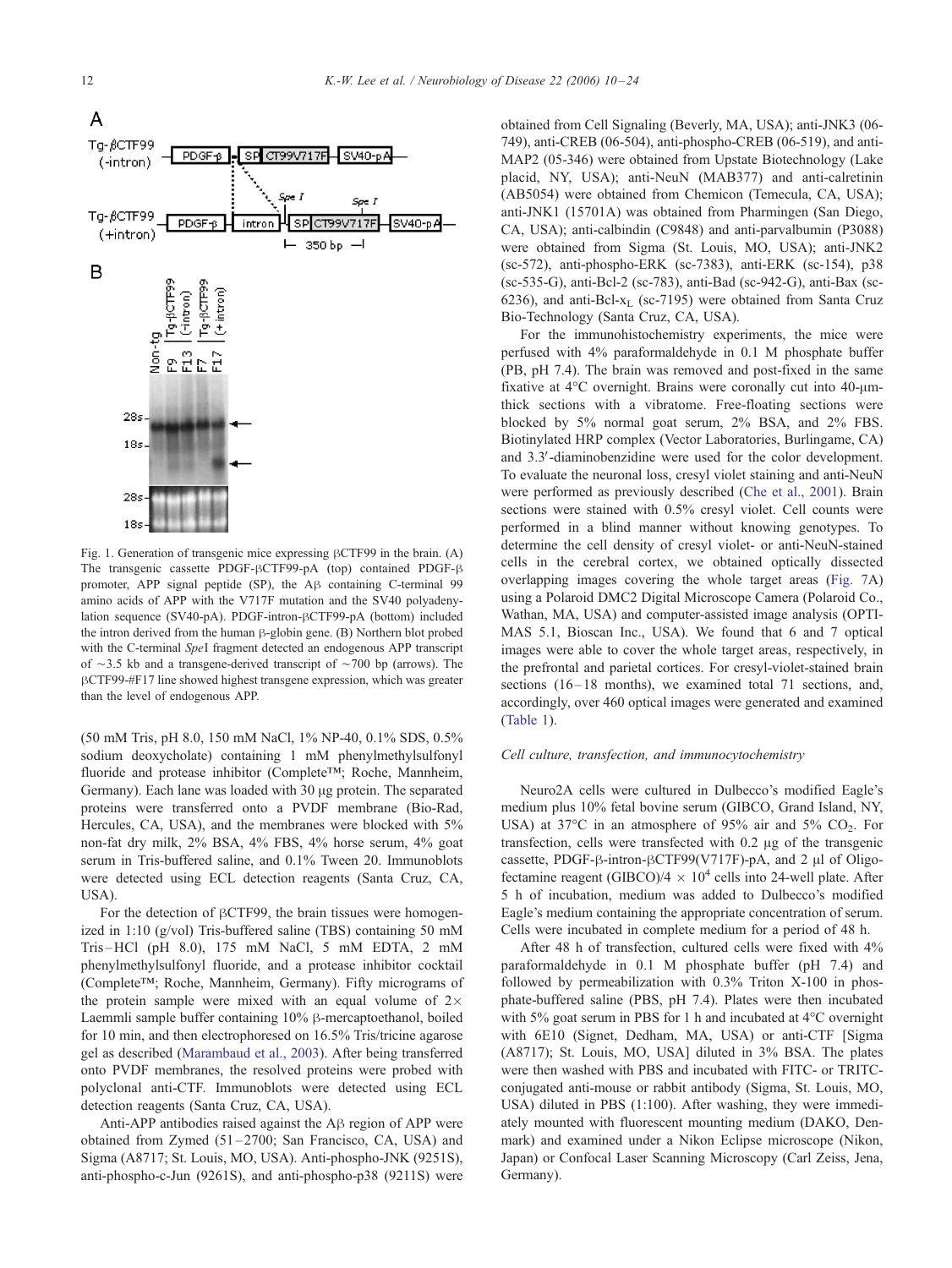Fig. 1. Generation of transgenic mice expressing βCTF99 in the brain. (A) The transgenic cassette PDGF-βCTF99-pA (top) contained PDGF-β promoter, APP signal peptide (SP), the Aβ containing C-terminal 99 amino acids of APP with the V717F mutation and the SV40 polyadenylation sequence (SV40-pA). PDGF-intron-βCTF99-pA (bottom) included the intron derived from the human β-globin gene. (B) Northern blot probed with the C-terminal *Spe*I fragment detected an endogenous APP transcript of ~3.5 kb and a transgene-derived transcript of ~700 bp (arrows). The βCTF99-#F17 line showed highest transgene expression, which was greater than the level of endogenous APP.

(50 mM Tris, pH 8.0, 150 mM NaCl, 1% NP-40, 0.1% SDS, 0.5% sodium deoxycholate) containing 1 mM phenylmethylsulfonyl fluoride and protease inhibitor (Complete™; Roche, Mannheim, Germany). Each lane was loaded with 30 μg protein. The separated proteins were transferred onto a PVDF membrane (Bio-Rad, Hercules, CA, USA), and the membranes were blocked with 5% non-fat dry milk, 2% BSA, 4% FBS, 4% horse serum, 4% goat serum in Tris-buffered saline, and 0.1% Tween 20. Immunoblots were detected using ECL detection reagents (Santa Cruz, CA, USA).

For the detection of βCTF99, the brain tissues were homogenized in 1:10 (g/vol) Tris-buffered saline (TBS) containing 50 mM Tris–HCl (pH 8.0), 175 mM NaCl, 5 mM EDTA, 2 mM phenylmethylsulfonyl fluoride, and a protease inhibitor cocktail (Complete™; Roche, Mannheim, Germany). Fifty micrograms of the protein sample were mixed with an equal volume of 2× Laemmli sample buffer containing 10% β-mercaptoethanol, boiled for 10 min, and then electrophoresed on 16.5% Tris/tricine agarose gel as described (Marambaud et al., 2003). After being transferred onto PVDF membranes, the resolved proteins were probed with polyclonal anti-CTF. Immunoblots were detected using ECL detection reagents (Santa Cruz, CA, USA).

Anti-APP antibodies raised against the Aβ region of APP were obtained from Zymed (51–2700; San Francisco, CA, USA) and Sigma (A8717; St. Louis, MO, USA). Anti-phospho-JNK (9251S), anti-phospho-c-Jun (9261S), and anti-phospho-p38 (9211S) were obtained from Cell Signaling (Beverly, MA, USA); anti-JNK3 (06-749), anti-CREB (06-504), anti-phospho-CREB (06-519), and anti-MAP2 (05-346) were obtained from Upstate Biotechnology (Lake placid, NY, USA); anti-NeuN (MAB377) and anti-calretinin (AB5054) were obtained from Chemicon (Temecula, CA, USA); anti-JNK1 (15701A) was obtained from Pharmingen (San Diego, CA, USA); anti-calbindin (C9848) and anti-parvalbumin (P3088) were obtained from Sigma (St. Louis, MO, USA); anti-JNK2 (sc-572), anti-phospho-ERK (sc-7383), anti-ERK (sc-154), p38 (sc-535-G), anti-Bcl-2 (sc-783), anti-Bad (sc-942-G), anti-Bax (sc-6236), and anti-Bcl-$x_L$ (sc-7195) were obtained from Santa Cruz Bio-Technology (Santa Cruz, CA, USA).

For the immunohistochemistry experiments, the mice were perfused with 4% paraformaldehyde in 0.1 M phosphate buffer (PB, pH 7.4). The brain was removed and post-fixed in the same fixative at 4°C overnight. Brains were coronally cut into 40-μm-thick sections with a vibratome. Free-floating sections were blocked by 5% normal goat serum, 2% BSA, and 2% FBS. Biotinylated HRP complex (Vector Laboratories, Burlingame, CA) and 3.3′-diaminobenzidine were used for the color development. To evaluate the neuronal loss, cresyl violet staining and anti-NeuN were performed as previously described (Che et al., 2001). Brain sections were stained with 0.5% cresyl violet. Cell counts were performed in a blind manner without knowing genotypes. To determine the cell density of cresyl violet- or anti-NeuN-stained cells in the cerebral cortex, we obtained optically dissected overlapping images covering the whole target areas (Fig. 7A) using a Polaroid DMC2 Digital Microscope Camera (Polaroid Co., Wathan, MA, USA) and computer-assisted image analysis (OPTIMAS 5.1, Bioscan Inc., USA). We found that 6 and 7 optical images were able to cover the whole target areas, respectively, in the prefrontal and parietal cortices. For cresyl-violet-stained brain sections (16–18 months), we examined total 71 sections, and, accordingly, over 460 optical images were generated and examined (Table 1).

### Cell culture, transfection, and immunocytochemistry

Neuro2A cells were cultured in Dulbecco's modified Eagle's medium plus 10% fetal bovine serum (GIBCO, Grand Island, NY, USA) at 37°C in an atmosphere of 95% air and 5% $CO_2$. For transfection, cells were transfected with 0.2 μg of the transgenic cassette, PDGF-β-intron-βCTF99(V717F)-pA, and 2 μl of Oligofectamine reagent (GIBCO)/4 × $10^4$ cells into 24-well plate. After 5 h of incubation, medium was added to Dulbecco's modified Eagle's medium containing the appropriate concentration of serum. Cells were incubated in complete medium for a period of 48 h.

After 48 h of transfection, cultured cells were fixed with 4% paraformaldehyde in 0.1 M phosphate buffer (pH 7.4) and followed by permeabilization with 0.3% Triton X-100 in phosphate-buffered saline (PBS, pH 7.4). Plates were then incubated with 5% goat serum in PBS for 1 h and incubated at 4°C overnight with 6E10 (Signet, Dedham, MA, USA) or anti-CTF [Sigma (A8717); St. Louis, MO, USA] diluted in 3% BSA. The plates were then washed with PBS and incubated with FITC- or TRITC-conjugated anti-mouse or rabbit antibody (Sigma, St. Louis, MO, USA) diluted in PBS (1:100). After washing, they were immediately mounted with fluorescent mounting medium (DAKO, Denmark) and examined under a Nikon Eclipse microscope (Nikon, Japan) or Confocal Laser Scanning Microscopy (Carl Zeiss, Jena, Germany).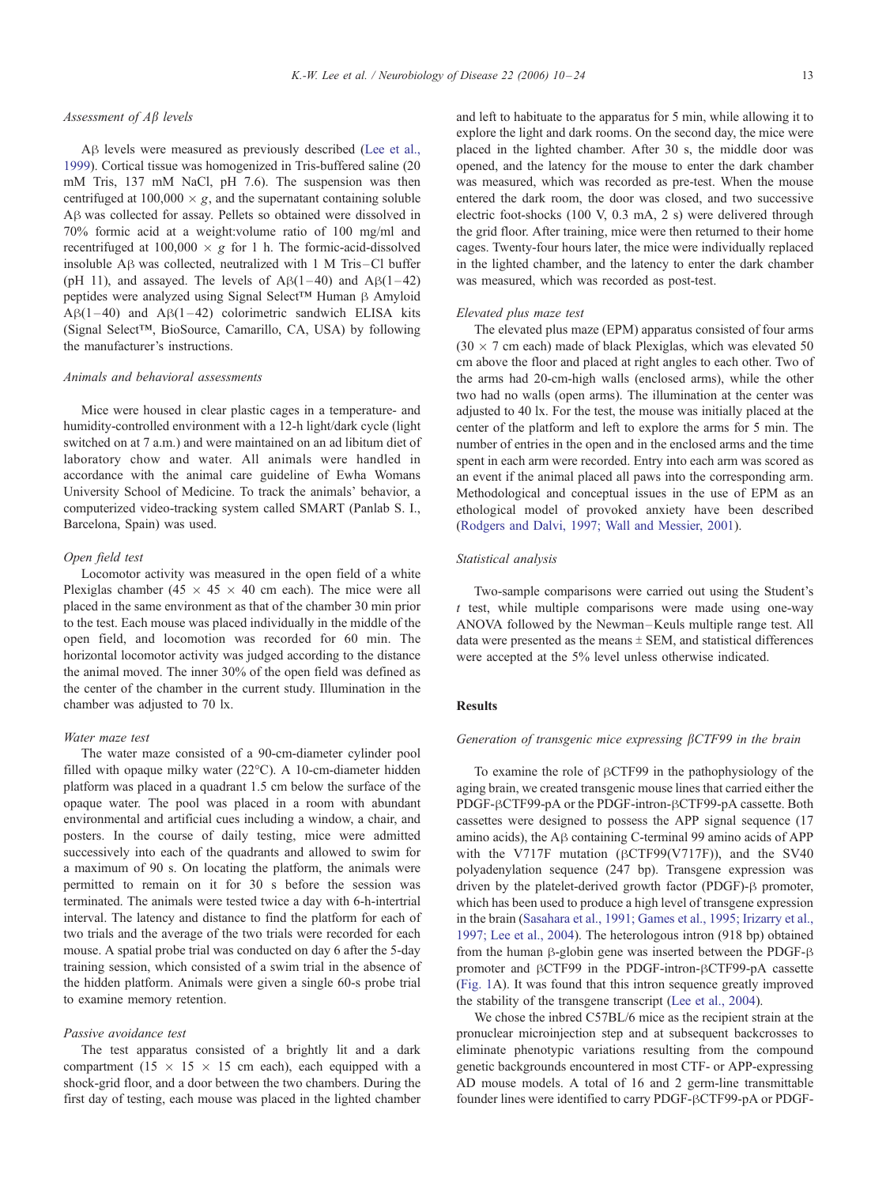*Assessment of Aβ levels*

Aβ levels were measured as previously described (Lee et al., 1999). Cortical tissue was homogenized in Tris-buffered saline (20 mM Tris, 137 mM NaCl, pH 7.6). The suspension was then centrifuged at 100,000 × *g*, and the supernatant containing soluble Aβ was collected for assay. Pellets so obtained were dissolved in 70% formic acid at a weight:volume ratio of 100 mg/ml and recentrifuged at 100,000 × *g* for 1 h. The formic-acid-dissolved insoluble Aβ was collected, neutralized with 1 M Tris–Cl buffer (pH 11), and assayed. The levels of Aβ(1–40) and Aβ(1–42) peptides were analyzed using Signal Select™ Human β Amyloid Aβ(1–40) and Aβ(1–42) colorimetric sandwich ELISA kits (Signal Select™, BioSource, Camarillo, CA, USA) by following the manufacturer's instructions.

*Animals and behavioral assessments*

Mice were housed in clear plastic cages in a temperature- and humidity-controlled environment with a 12-h light/dark cycle (light switched on at 7 a.m.) and were maintained on an ad libitum diet of laboratory chow and water. All animals were handled in accordance with the animal care guideline of Ewha Womans University School of Medicine. To track the animals' behavior, a computerized video-tracking system called SMART (Panlab S. I., Barcelona, Spain) was used.

*Open field test*

Locomotor activity was measured in the open field of a white Plexiglas chamber (45 × 45 × 40 cm each). The mice were all placed in the same environment as that of the chamber 30 min prior to the test. Each mouse was placed individually in the middle of the open field, and locomotion was recorded for 60 min. The horizontal locomotor activity was judged according to the distance the animal moved. The inner 30% of the open field was defined as the center of the chamber in the current study. Illumination in the chamber was adjusted to 70 lx.

*Water maze test*

The water maze consisted of a 90-cm-diameter cylinder pool filled with opaque milky water (22°C). A 10-cm-diameter hidden platform was placed in a quadrant 1.5 cm below the surface of the opaque water. The pool was placed in a room with abundant environmental and artificial cues including a window, a chair, and posters. In the course of daily testing, mice were admitted successively into each of the quadrants and allowed to swim for a maximum of 90 s. On locating the platform, the animals were permitted to remain on it for 30 s before the session was terminated. The animals were tested twice a day with 6-h-intertrial interval. The latency and distance to find the platform for each of two trials and the average of the two trials were recorded for each mouse. A spatial probe trial was conducted on day 6 after the 5-day training session, which consisted of a swim trial in the absence of the hidden platform. Animals were given a single 60-s probe trial to examine memory retention.

*Passive avoidance test*

The test apparatus consisted of a brightly lit and a dark compartment (15 × 15 × 15 cm each), each equipped with a shock-grid floor, and a door between the two chambers. During the first day of testing, each mouse was placed in the lighted chamber and left to habituate to the apparatus for 5 min, while allowing it to explore the light and dark rooms. On the second day, the mice were placed in the lighted chamber. After 30 s, the middle door was opened, and the latency for the mouse to enter the dark chamber was measured, which was recorded as pre-test. When the mouse entered the dark room, the door was closed, and two successive electric foot-shocks (100 V, 0.3 mA, 2 s) were delivered through the grid floor. After training, mice were then returned to their home cages. Twenty-four hours later, the mice were individually replaced in the lighted chamber, and the latency to enter the dark chamber was measured, which was recorded as post-test.

*Elevated plus maze test*

The elevated plus maze (EPM) apparatus consisted of four arms (30 × 7 cm each) made of black Plexiglas, which was elevated 50 cm above the floor and placed at right angles to each other. Two of the arms had 20-cm-high walls (enclosed arms), while the other two had no walls (open arms). The illumination at the center was adjusted to 40 lx. For the test, the mouse was initially placed at the center of the platform and left to explore the arms for 5 min. The number of entries in the open and in the enclosed arms and the time spent in each arm were recorded. Entry into each arm was scored as an event if the animal placed all paws into the corresponding arm. Methodological and conceptual issues in the use of EPM as an ethological model of provoked anxiety have been described (Rodgers and Dalvi, 1997; Wall and Messier, 2001).

*Statistical analysis*

Two-sample comparisons were carried out using the Student's *t* test, while multiple comparisons were made using one-way ANOVA followed by the Newman–Keuls multiple range test. All data were presented as the means ± SEM, and statistical differences were accepted at the 5% level unless otherwise indicated.

## Results

*Generation of transgenic mice expressing βCTF99 in the brain*

To examine the role of βCTF99 in the pathophysiology of the aging brain, we created transgenic mouse lines that carried either the PDGF-βCTF99-pA or the PDGF-intron-βCTF99-pA cassette. Both cassettes were designed to possess the APP signal sequence (17 amino acids), the Aβ containing C-terminal 99 amino acids of APP with the V717F mutation (βCTF99(V717F)), and the SV40 polyadenylation sequence (247 bp). Transgene expression was driven by the platelet-derived growth factor (PDGF)-β promoter, which has been used to produce a high level of transgene expression in the brain (Sasahara et al., 1991; Games et al., 1995; Irizarry et al., 1997; Lee et al., 2004). The heterologous intron (918 bp) obtained from the human β-globin gene was inserted between the PDGF-β promoter and βCTF99 in the PDGF-intron-βCTF99-pA cassette (Fig. 1A). It was found that this intron sequence greatly improved the stability of the transgene transcript (Lee et al., 2004).

We chose the inbred C57BL/6 mice as the recipient strain at the pronuclear microinjection step and at subsequent backcrosses to eliminate phenotypic variations resulting from the compound genetic backgrounds encountered in most CTF- or APP-expressing AD mouse models. A total of 16 and 2 germ-line transmittable founder lines were identified to carry PDGF-βCTF99-pA or PDGF-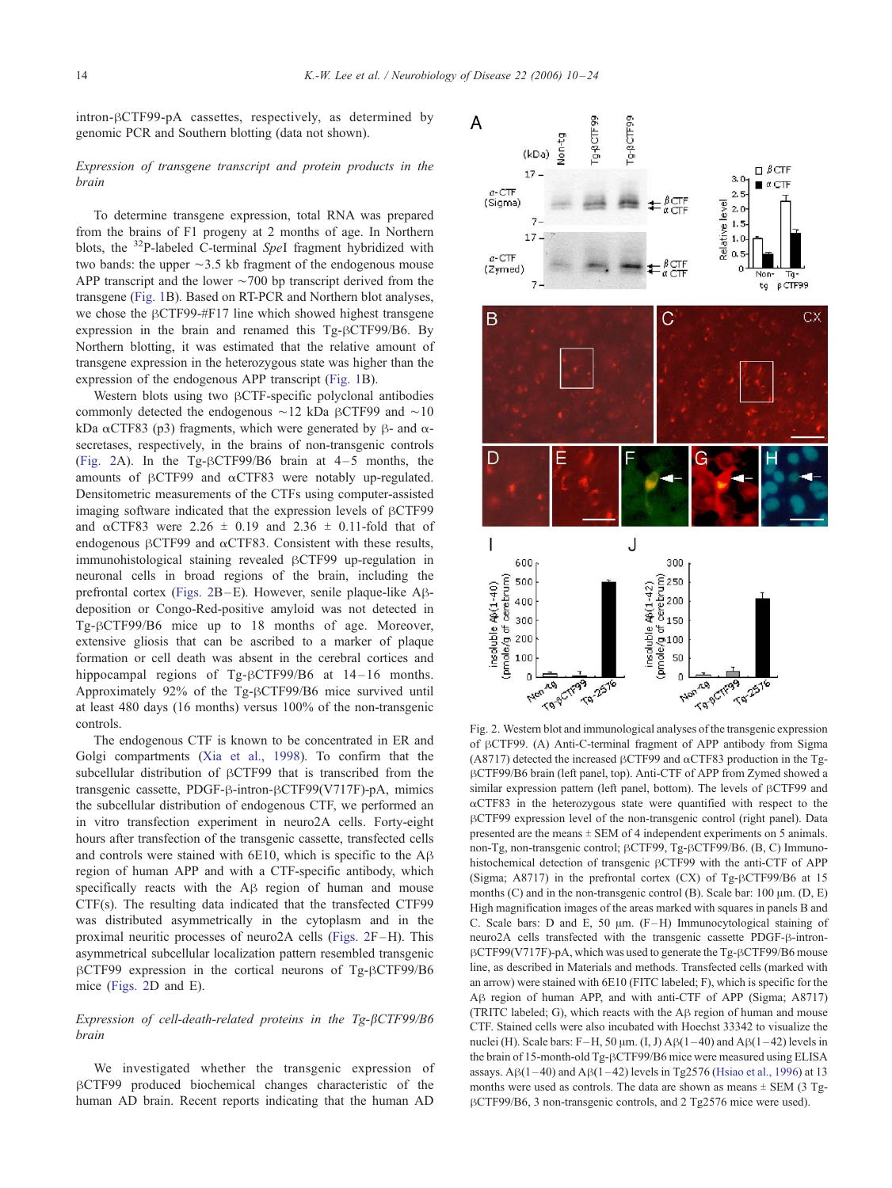intron-βCTF99-pA cassettes, respectively, as determined by genomic PCR and Southern blotting (data not shown).

*Expression of transgene transcript and protein products in the brain*

To determine transgene expression, total RNA was prepared from the brains of F1 progeny at 2 months of age. In Northern blots, the $^{32}$P-labeled C-terminal *Spe*I fragment hybridized with two bands: the upper ~3.5 kb fragment of the endogenous mouse APP transcript and the lower ~700 bp transcript derived from the transgene (Fig. 1B). Based on RT-PCR and Northern blot analyses, we chose the βCTF99-#F17 line which showed highest transgene expression in the brain and renamed this Tg-βCTF99/B6. By Northern blotting, it was estimated that the relative amount of transgene expression in the heterozygous state was higher than the expression of the endogenous APP transcript (Fig. 1B).

Western blots using two βCTF-specific polyclonal antibodies commonly detected the endogenous ~12 kDa βCTF99 and ~10 kDa αCTF83 (p3) fragments, which were generated by β- and α-secretases, respectively, in the brains of non-transgenic controls (Fig. 2A). In the Tg-βCTF99/B6 brain at 4–5 months, the amounts of βCTF99 and αCTF83 were notably up-regulated. Densitometric measurements of the CTFs using computer-assisted imaging software indicated that the expression levels of βCTF99 and αCTF83 were 2.26 ± 0.19 and 2.36 ± 0.11-fold that of endogenous βCTF99 and αCTF83. Consistent with these results, immunohistological staining revealed βCTF99 up-regulation in neuronal cells in broad regions of the brain, including the prefrontal cortex (Figs. 2B–E). However, senile plaque-like Aβ-deposition or Congo-Red-positive amyloid was not detected in Tg-βCTF99/B6 mice up to 18 months of age. Moreover, extensive gliosis that can be ascribed to a marker of plaque formation or cell death was absent in the cerebral cortices and hippocampal regions of Tg-βCTF99/B6 at 14–16 months. Approximately 92% of the Tg-βCTF99/B6 mice survived until at least 480 days (16 months) versus 100% of the non-transgenic controls.

The endogenous CTF is known to be concentrated in ER and Golgi compartments (Xia et al., 1998). To confirm that the subcellular distribution of βCTF99 that is transcribed from the transgenic cassette, PDGF-β-intron-βCTF99(V717F)-pA, mimics the subcellular distribution of endogenous CTF, we performed an in vitro transfection experiment in neuro2A cells. Forty-eight hours after transfection of the transgenic cassette, transfected cells and controls were stained with 6E10, which is specific to the Aβ region of human APP and with a CTF-specific antibody, which specifically reacts with the Aβ region of human and mouse CTF(s). The resulting data indicated that the transfected CTF99 was distributed asymmetrically in the cytoplasm and in the proximal neuritic processes of neuro2A cells (Figs. 2F–H). This asymmetrical subcellular localization pattern resembled transgenic βCTF99 expression in the cortical neurons of Tg-βCTF99/B6 mice (Figs. 2D and E).

*Expression of cell-death-related proteins in the Tg-βCTF99/B6 brain*

We investigated whether the transgenic expression of βCTF99 produced biochemical changes characteristic of the human AD brain. Recent reports indicating that the human AD

Fig. 2. Western blot and immunological analyses of the transgenic expression of βCTF99. (A) Anti-C-terminal fragment of APP antibody from Sigma (A8717) detected the increased βCTF99 and αCTF83 production in the Tg-βCTF99/B6 brain (left panel, top). Anti-CTF of APP from Zymed showed a similar expression pattern (left panel, bottom). The levels of βCTF99 and αCTF83 in the heterozygous state were quantified with respect to the βCTF99 expression level of the non-transgenic control (right panel). Data presented are the means ± SEM of 4 independent experiments on 5 animals. non-Tg, non-transgenic control; βCTF99, Tg-βCTF99/B6. (B, C) Immunohistochemical detection of transgenic βCTF99 with the anti-CTF of APP (Sigma; A8717) in the prefrontal cortex (CX) of Tg-βCTF99/B6 at 15 months (C) and in the non-transgenic control (B). Scale bar: 100 μm. (D, E) High magnification images of the areas marked with squares in panels B and C. Scale bars: D and E, 50 μm. (F–H) Immunocytological staining of neuro2A cells transfected with the transgenic cassette PDGF-β-intron-βCTF99(V717F)-pA, which was used to generate the Tg-βCTF99/B6 mouse line, as described in Materials and methods. Transfected cells (marked with an arrow) were stained with 6E10 (FITC labeled; F), which is specific for the Aβ region of human APP, and with anti-CTF of APP (Sigma; A8717) (TRITC labeled; G), which reacts with the Aβ region of human and mouse CTF. Stained cells were also incubated with Hoechst 33342 to visualize the nuclei (H). Scale bars: F–H, 50 μm. (I, J) Aβ(1–40) and Aβ(1–42) levels in the brain of 15-month-old Tg-βCTF99/B6 mice were measured using ELISA assays. Aβ(1–40) and Aβ(1–42) levels in Tg2576 (Hsiao et al., 1996) at 13 months were used as controls. The data are shown as means ± SEM (3 Tg-βCTF99/B6, 3 non-transgenic controls, and 2 Tg2576 mice were used).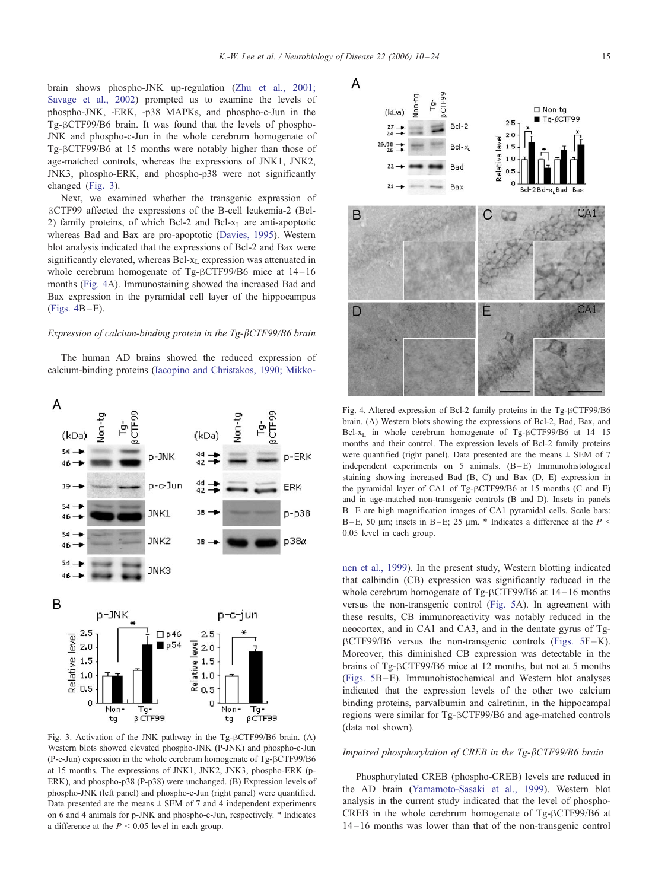brain shows phospho-JNK up-regulation (Zhu et al., 2001; Savage et al., 2002) prompted us to examine the levels of phospho-JNK, -ERK, -p38 MAPKs, and phospho-c-Jun in the Tg-βCTF99/B6 brain. It was found that the levels of phospho-JNK and phospho-c-Jun in the whole cerebrum homogenate of Tg-βCTF99/B6 at 15 months were notably higher than those of age-matched controls, whereas the expressions of JNK1, JNK2, JNK3, phospho-ERK, and phospho-p38 were not significantly changed (Fig. 3).

Next, we examined whether the transgenic expression of βCTF99 affected the expressions of the B-cell leukemia-2 (Bcl-2) family proteins, of which Bcl-2 and Bcl-$x_L$ are anti-apoptotic whereas Bad and Bax are pro-apoptotic (Davies, 1995). Western blot analysis indicated that the expressions of Bcl-2 and Bax were significantly elevated, whereas Bcl-$x_L$ expression was attenuated in whole cerebrum homogenate of Tg-βCTF99/B6 mice at 14–16 months (Fig. 4A). Immunostaining showed the increased Bad and Bax expression in the pyramidal cell layer of the hippocampus (Figs. 4B–E).

### *Expression of calcium-binding protein in the Tg-βCTF99/B6 brain*

The human AD brains showed the reduced expression of calcium-binding proteins (Iacopino and Christakos, 1990; Mikkonen et al., 1999). In the present study, Western blotting indicated that calbindin (CB) expression was significantly reduced in the whole cerebrum homogenate of Tg-βCTF99/B6 at 14–16 months versus the non-transgenic control (Fig. 5A). In agreement with these results, CB immunoreactivity was notably reduced in the neocortex, and in CA1 and CA3, and in the dentate gyrus of Tg-βCTF99/B6 versus the non-transgenic controls (Figs. 5F–K). Moreover, this diminished CB expression was detectable in the brains of Tg-βCTF99/B6 mice at 12 months, but not at 5 months (Figs. 5B–E). Immunohistochemical and Western blot analyses indicated that the expression levels of the other two calcium binding proteins, parvalbumin and calretinin, in the hippocampal regions were similar for Tg-βCTF99/B6 and age-matched controls (data not shown).

Fig. 3. Activation of the JNK pathway in the Tg-βCTF99/B6 brain. (A) Western blots showed elevated phospho-JNK (P-JNK) and phospho-c-Jun (P-c-Jun) expression in the whole cerebrum homogenate of Tg-βCTF99/B6 at 15 months. The expressions of JNK1, JNK2, JNK3, phospho-ERK (p-ERK), and phospho-p38 (P-p38) were unchanged. (B) Expression levels of phospho-JNK (left panel) and phospho-c-Jun (right panel) were quantified. Data presented are the means ± SEM of 7 and 4 independent experiments on 6 and 4 animals for p-JNK and phospho-c-Jun, respectively. * Indicates a difference at the $P < 0.05$ level in each group.

Fig. 4. Altered expression of Bcl-2 family proteins in the Tg-βCTF99/B6 brain. (A) Western blots showing the expressions of Bcl-2, Bad, Bax, and Bcl-$x_L$ in whole cerebrum homogenate of Tg-βCTF99/B6 at 14–15 months and their control. The expression levels of Bcl-2 family proteins were quantified (right panel). Data presented are the means ± SEM of 7 independent experiments on 5 animals. (B–E) Immunohistological staining showing increased Bad (B, C) and Bax (D, E) expression in the pyramidal layer of CA1 of Tg-βCTF99/B6 at 15 months (C and E) and in age-matched non-transgenic controls (B and D). Insets in panels B–E are high magnification images of CA1 pyramidal cells. Scale bars: B–E, 50 μm; insets in B–E; 25 μm. * Indicates a difference at the $P < 0.05$ level in each group.

### *Impaired phosphorylation of CREB in the Tg-βCTF99/B6 brain*

Phosphorylated CREB (phospho-CREB) levels are reduced in the AD brain (Yamamoto-Sasaki et al., 1999). Western blot analysis in the current study indicated that the level of phospho-CREB in the whole cerebrum homogenate of Tg-βCTF99/B6 at 14–16 months was lower than that of the non-transgenic control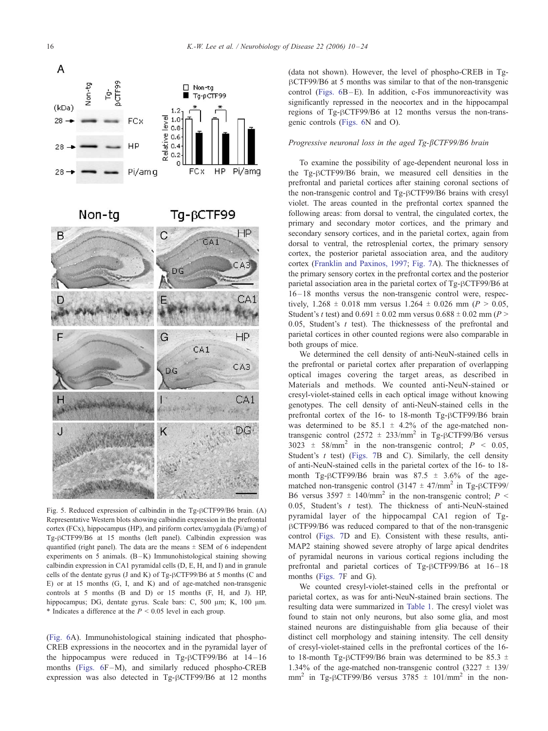Fig. 5. Reduced expression of calbindin in the Tg-βCTF99/B6 brain. (A) Representative Western blots showing calbindin expression in the prefrontal cortex (FCx), hippocampus (HP), and piriform cortex/amygdala (Pi/amg) of Tg-βCTF99/B6 at 15 months (left panel). Calbindin expression was quantified (right panel). The data are the means ± SEM of 6 independent experiments on 5 animals. (B–K) Immunohistological staining showing calbindin expression in CA1 pyramidal cells (D, E, H, and I) and in granule cells of the dentate gyrus (J and K) of Tg-βCTF99/B6 at 5 months (C and E) or at 15 months (G, I, and K) and of age-matched non-transgenic controls at 5 months (B and D) or 15 months (F, H, and J). HP, hippocampus; DG, dentate gyrus. Scale bars: C, 500 μm; K, 100 μm. * Indicates a difference at the $P < 0.05$ level in each group.

(Fig. 6A). Immunohistological staining indicated that phospho-CREB expressions in the neocortex and in the pyramidal layer of the hippocampus were reduced in Tg-βCTF99/B6 at 14–16 months (Figs. 6F–M), and similarly reduced phospho-CREB expression was also detected in Tg-βCTF99/B6 at 12 months (data not shown). However, the level of phospho-CREB in Tg-βCTF99/B6 at 5 months was similar to that of the non-transgenic control (Figs. 6B–E). In addition, c-Fos immunoreactivity was significantly repressed in the neocortex and in the hippocampal regions of Tg-βCTF99/B6 at 12 months versus the non-transgenic controls (Figs. 6N and O).

### *Progressive neuronal loss in the aged Tg-βCTF99/B6 brain*

To examine the possibility of age-dependent neuronal loss in the Tg-βCTF99/B6 brain, we measured cell densities in the prefrontal and parietal cortices after staining coronal sections of the non-transgenic control and Tg-βCTF99/B6 brains with cresyl violet. The areas counted in the prefrontal cortex spanned the following areas: from dorsal to ventral, the cingulated cortex, the primary and secondary motor cortices, and the primary and secondary sensory cortices, and in the parietal cortex, again from dorsal to ventral, the retrosplenial cortex, the primary sensory cortex, the posterior parietal association area, and the auditory cortex (Franklin and Paxinos, 1997; Fig. 7A). The thicknesses of the primary sensory cortex in the prefrontal cortex and the posterior parietal association area in the parietal cortex of Tg-βCTF99/B6 at 16–18 months versus the non-transgenic control were, respectively, 1.268 ± 0.018 mm versus 1.264 ± 0.026 mm ($P > 0.05$, Student's *t* test) and 0.691 ± 0.02 mm versus 0.688 ± 0.02 mm ($P > 0.05$, Student's *t* test). The thicknesses of the prefrontal and parietal cortices in other counted regions were also comparable in both groups of mice.

We determined the cell density of anti-NeuN-stained cells in the prefrontal or parietal cortex after preparation of overlapping optical images covering the target areas, as described in Materials and methods. We counted anti-NeuN-stained or cresyl-violet-stained cells in each optical image without knowing genotypes. The cell density of anti-NeuN-stained cells in the prefrontal cortex of the 16- to 18-month Tg-βCTF99/B6 brain was determined to be 85.1 ± 4.2% of the age-matched non-transgenic control (2572 ± 233/mm$^2$ in Tg-βCTF99/B6 versus 3023 ± 58/mm$^2$ in the non-transgenic control; $P < 0.05$, Student's *t* test) (Figs. 7B and C). Similarly, the cell density of anti-NeuN-stained cells in the parietal cortex of the 16- to 18-month Tg-βCTF99/B6 brain was 87.5 ± 3.6% of the age-matched non-transgenic control (3147 ± 47/mm$^2$ in Tg-βCTF99/B6 versus 3597 ± 140/mm$^2$ in the non-transgenic control; $P < 0.05$, Student's *t* test). The thickness of anti-NeuN-stained pyramidal layer of the hippocampal CA1 region of Tg-βCTF99/B6 was reduced compared to that of the non-transgenic control (Figs. 7D and E). Consistent with these results, anti-MAP2 staining showed severe atrophy of large apical dendrites of pyramidal neurons in various cortical regions including the prefrontal and parietal cortices of Tg-βCTF99/B6 at 16–18 months (Figs. 7F and G).

We counted cresyl-violet-stained cells in the prefrontal or parietal cortex, as was for anti-NeuN-stained brain sections. The resulting data were summarized in Table 1. The cresyl violet was found to stain not only neurons, but also some glia, and most stained neurons are distinguishable from glia because of their distinct cell morphology and staining intensity. The cell density of cresyl-violet-stained cells in the prefrontal cortices of the 16- to 18-month Tg-βCTF99/B6 brain was determined to be 85.3 ± 1.34% of the age-matched non-transgenic control (3227 ± 139/mm$^2$ in Tg-βCTF99/B6 versus 3785 ± 101/mm$^2$ in the non-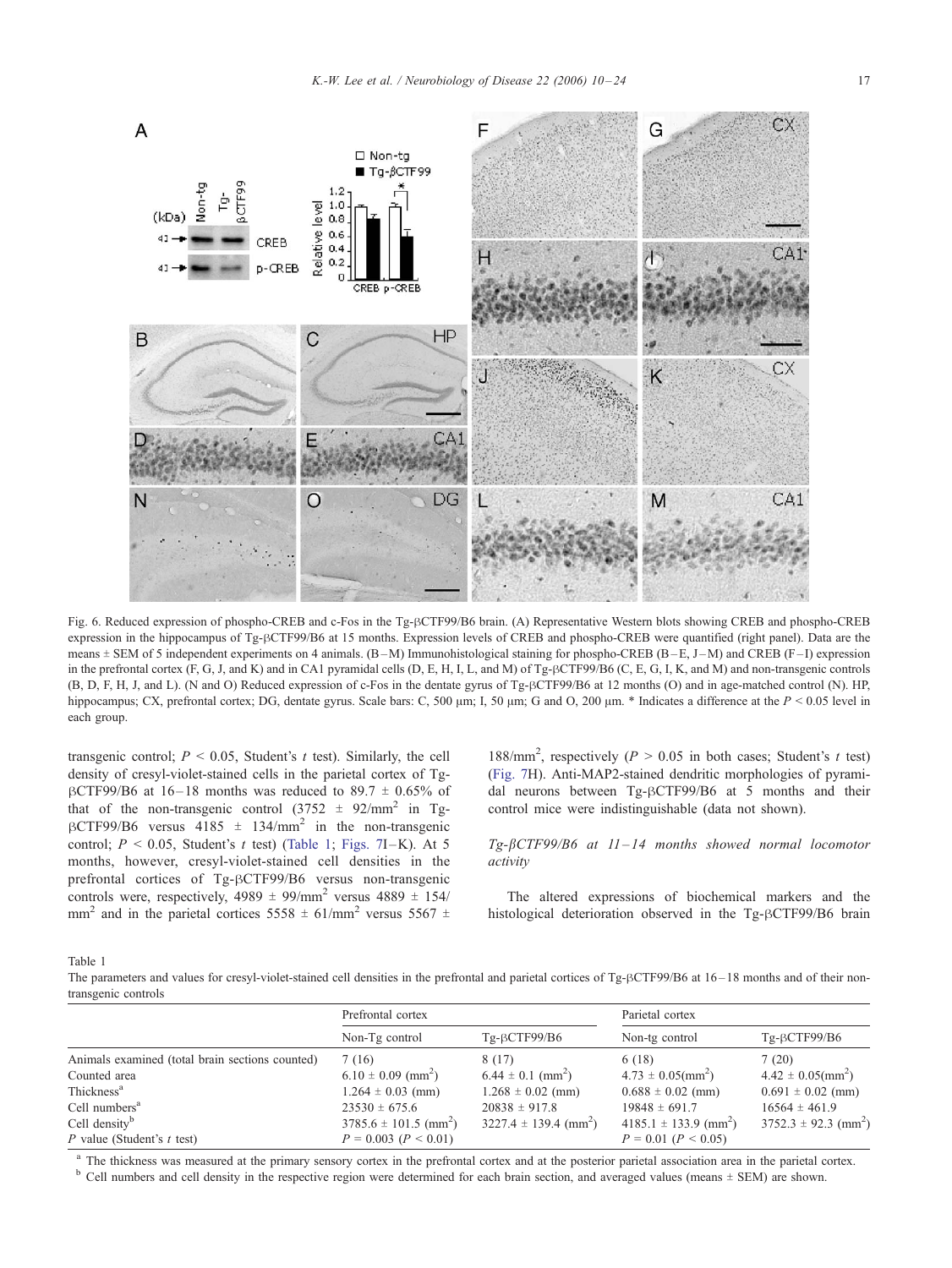Fig. 6. Reduced expression of phospho-CREB and c-Fos in the Tg-βCTF99/B6 brain. (A) Representative Western blots showing CREB and phospho-CREB expression in the hippocampus of Tg-βCTF99/B6 at 15 months. Expression levels of CREB and phospho-CREB were quantified (right panel). Data are the means ± SEM of 5 independent experiments on 4 animals. (B–M) Immunohistological staining for phospho-CREB (B–E, J–M) and CREB (F–I) expression in the prefrontal cortex (F, G, J, and K) and in CA1 pyramidal cells (D, E, H, I, L, and M) of Tg-βCTF99/B6 (C, E, G, I, K, and M) and non-transgenic controls (B, D, F, H, J, and L). (N and O) Reduced expression of c-Fos in the dentate gyrus of Tg-βCTF99/B6 at 12 months (O) and in age-matched control (N). HP, hippocampus; CX, prefrontal cortex; DG, dentate gyrus. Scale bars: C, 500 μm; I, 50 μm; G and O, 200 μm. * Indicates a difference at the $P < 0.05$ level in each group.

transgenic control; $P < 0.05$, Student's $t$ test). Similarly, the cell density of cresyl-violet-stained cells in the parietal cortex of Tg-βCTF99/B6 at 16–18 months was reduced to 89.7 ± 0.65% of that of the non-transgenic control (3752 ± 92/mm$^2$ in Tg-βCTF99/B6 versus 4185 ± 134/mm$^2$ in the non-transgenic control; $P < 0.05$, Student's $t$ test) (Table 1; Figs. 7I–K). At 5 months, however, cresyl-violet-stained cell densities in the prefrontal cortices of Tg-βCTF99/B6 versus non-transgenic controls were, respectively, 4989 ± 99/mm$^2$ versus 4889 ± 154/mm$^2$ and in the parietal cortices 5558 ± 61/mm$^2$ versus 5567 ± 188/mm$^2$, respectively ($P > 0.05$ in both cases; Student's $t$ test) (Fig. 7H). Anti-MAP2-stained dendritic morphologies of pyramidal neurons between Tg-βCTF99/B6 at 5 months and their control mice were indistinguishable (data not shown).

### *Tg-βCTF99/B6 at 11–14 months showed normal locomotor activity*

The altered expressions of biochemical markers and the histological deterioration observed in the Tg-βCTF99/B6 brain

Table 1
The parameters and values for cresyl-violet-stained cell densities in the prefrontal and parietal cortices of Tg-βCTF99/B6 at 16–18 months and of their non-transgenic controls

| | Prefrontal cortex | | Parietal cortex | |
|---|---|---|---|---|
| | Non-Tg control | Tg-βCTF99/B6 | Non-tg control | Tg-βCTF99/B6 |
| Animals examined (total brain sections counted) | 7 (16) | 8 (17) | 6 (18) | 7 (20) |
| Counted area | 6.10 ± 0.09 (mm$^2$) | 6.44 ± 0.1 (mm$^2$) | 4.73 ± 0.05(mm$^2$) | 4.42 ± 0.05(mm$^2$) |
| Thickness[a] | 1.264 ± 0.03 (mm) | 1.268 ± 0.02 (mm) | 0.688 ± 0.02 (mm) | 0.691 ± 0.02 (mm) |
| Cell numbers[a] | 23530 ± 675.6 | 20838 ± 917.8 | 19848 ± 691.7 | 16564 ± 461.9 |
| Cell density[b] | 3785.6 ± 101.5 (mm$^2$) | 3227.4 ± 139.4 (mm$^2$) | 4185.1 ± 133.9 (mm$^2$) | 3752.3 ± 92.3 (mm$^2$) |
| P value (Student's t test) | $P = 0.003$ ($P < 0.01$) | | $P = 0.01$ ($P < 0.05$) | |

[a] The thickness was measured at the primary sensory cortex in the prefrontal cortex and at the posterior parietal association area in the parietal cortex.

[b] Cell numbers and cell density in the respective region were determined for each brain section, and averaged values (means ± SEM) are shown.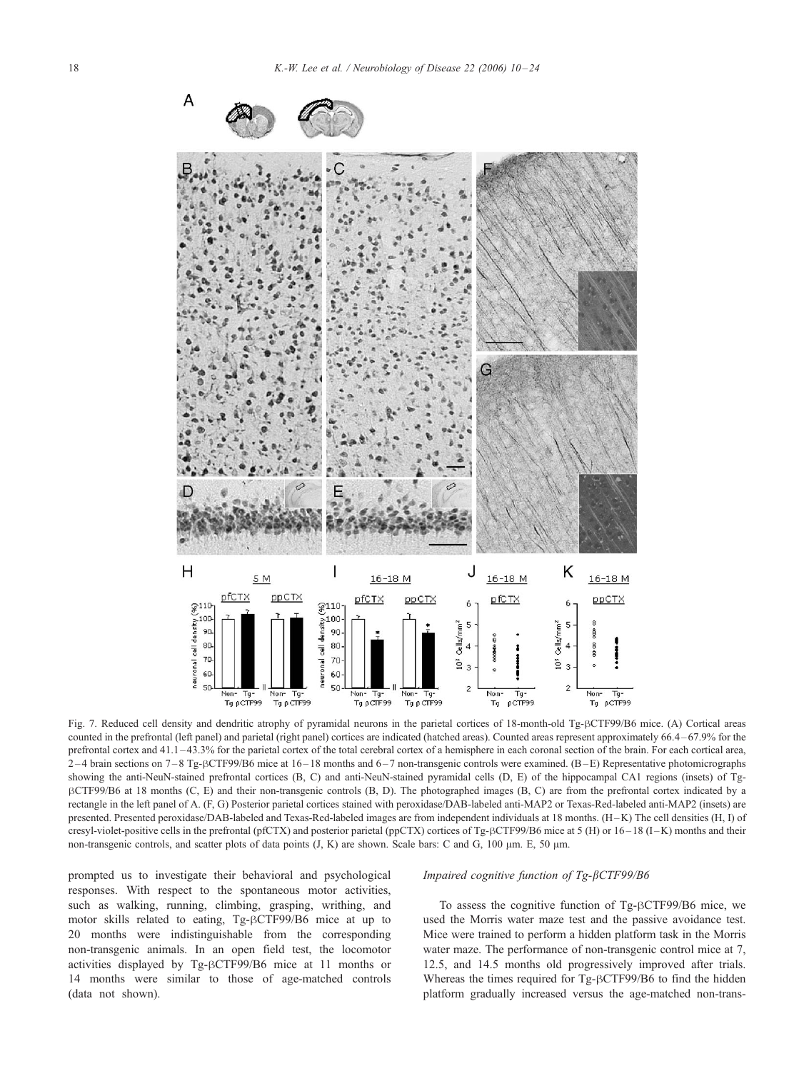Fig. 7. Reduced cell density and dendritic atrophy of pyramidal neurons in the parietal cortices of 18-month-old Tg-βCTF99/B6 mice. (A) Cortical areas counted in the prefrontal (left panel) and parietal (right panel) cortices are indicated (hatched areas). Counted areas represent approximately 66.4–67.9% for the prefrontal cortex and 41.1–43.3% for the parietal cortex of the total cerebral cortex of a hemisphere in each coronal section of the brain. For each cortical area, 2–4 brain sections on 7–8 Tg-βCTF99/B6 mice at 16–18 months and 6–7 non-transgenic controls were examined. (B–E) Representative photomicrographs showing the anti-NeuN-stained prefrontal cortices (B, C) and anti-NeuN-stained pyramidal cells (D, E) of the hippocampal CA1 regions (insets) of Tg-βCTF99/B6 at 18 months (C, E) and their non-transgenic controls (B, D). The photographed images (B, C) are from the prefrontal cortex indicated by a rectangle in the left panel of A. (F, G) Posterior parietal cortices stained with peroxidase/DAB-labeled anti-MAP2 or Texas-Red-labeled anti-MAP2 (insets) are presented. Presented peroxidase/DAB-labeled and Texas-Red-labeled images are from independent individuals at 18 months. (H–K) The cell densities (H, I) of cresyl-violet-positive cells in the prefrontal (pfCTX) and posterior parietal (ppCTX) cortices of Tg-βCTF99/B6 mice at 5 (H) or 16–18 (I–K) months and their non-transgenic controls, and scatter plots of data points (J, K) are shown. Scale bars: C and G, 100 μm. E, 50 μm.

prompted us to investigate their behavioral and psychological responses. With respect to the spontaneous motor activities, such as walking, running, climbing, grasping, writhing, and motor skills related to eating, Tg-βCTF99/B6 mice at up to 20 months were indistinguishable from the corresponding non-transgenic animals. In an open field test, the locomotor activities displayed by Tg-βCTF99/B6 mice at 11 months or 14 months were similar to those of age-matched controls (data not shown).

### *Impaired cognitive function of Tg-βCTF99/B6*

To assess the cognitive function of Tg-βCTF99/B6 mice, we used the Morris water maze test and the passive avoidance test. Mice were trained to perform a hidden platform task in the Morris water maze. The performance of non-transgenic control mice at 7, 12.5, and 14.5 months old progressively improved after trials. Whereas the times required for Tg-βCTF99/B6 to find the hidden platform gradually increased versus the age-matched non-trans-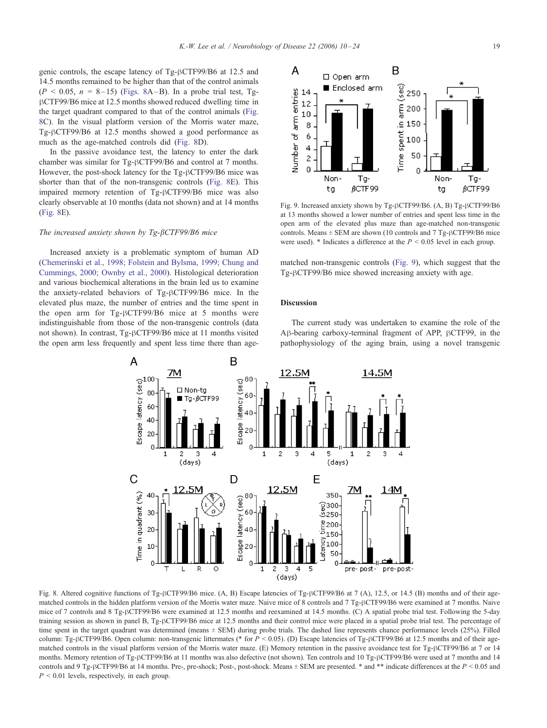genic controls, the escape latency of Tg-βCTF99/B6 at 12.5 and 14.5 months remained to be higher than that of the control animals ($P < 0.05$, $n$ = 8–15) (Figs. 8A–B). In a probe trial test, Tg-βCTF99/B6 mice at 12.5 months showed reduced dwelling time in the target quadrant compared to that of the control animals (Fig. 8C). In the visual platform version of the Morris water maze, Tg-βCTF99/B6 at 12.5 months showed a good performance as much as the age-matched controls did (Fig. 8D).

In the passive avoidance test, the latency to enter the dark chamber was similar for Tg-βCTF99/B6 and control at 7 months. However, the post-shock latency for the Tg-βCTF99/B6 mice was shorter than that of the non-transgenic controls (Fig. 8E). This impaired memory retention of Tg-βCTF99/B6 mice was also clearly observable at 10 months (data not shown) and at 14 months (Fig. 8E).

*The increased anxiety shown by Tg-βCTF99/B6 mice*

Increased anxiety is a problematic symptom of human AD (Chemerinski et al., 1998; Folstein and Bylsma, 1999; Chung and Cummings, 2000; Ownby et al., 2000). Histological deterioration and various biochemical alterations in the brain led us to examine the anxiety-related behaviors of Tg-βCTF99/B6 mice. In the elevated plus maze, the number of entries and the time spent in the open arm for Tg-βCTF99/B6 mice at 5 months were indistinguishable from those of the non-transgenic controls (data not shown). In contrast, Tg-βCTF99/B6 mice at 11 months visited the open arm less frequently and spent less time there than age-matched non-transgenic controls (Fig. 9), which suggest that the Tg-βCTF99/B6 mice showed increasing anxiety with age.

Fig. 9. Increased anxiety shown by Tg-βCTF99/B6. (A, B) Tg-βCTF99/B6 at 13 months showed a lower number of entries and spent less time in the open arm of the elevated plus maze than age-matched non-transgenic controls. Means ± SEM are shown (10 controls and 7 Tg-βCTF99/B6 mice were used). * Indicates a difference at the $P < 0.05$ level in each group.

## Discussion

The current study was undertaken to examine the role of the Aβ-bearing carboxy-terminal fragment of APP, βCTF99, in the pathophysiology of the aging brain, using a novel transgenic

Fig. 8. Altered cognitive functions of Tg-βCTF99/B6 mice. (A, B) Escape latencies of Tg-βCTF99/B6 at 7 (A), 12.5, or 14.5 (B) months and of their age-matched controls in the hidden platform version of the Morris water maze. Naive mice of 8 controls and 7 Tg-βCTF99/B6 were examined at 7 months. Naive mice of 7 controls and 8 Tg-βCTF99/B6 were examined at 12.5 months and reexamined at 14.5 months. (C) A spatial probe trial test. Following the 5-day training session as shown in panel B, Tg-βCTF99/B6 mice at 12.5 months and their control mice were placed in a spatial probe trial test. The percentage of time spent in the target quadrant was determined (means ± SEM) during probe trials. The dashed line represents chance performance levels (25%). Filled column: Tg-βCTF99/B6. Open column: non-transgenic littermates (* for $P < 0.05$). (D) Escape latencies of Tg-βCTF99/B6 at 12.5 months and of their age-matched controls in the visual platform version of the Morris water maze. (E) Memory retention in the passive avoidance test for Tg-βCTF99/B6 at 7 or 14 months. Memory retention of Tg-βCTF99/B6 at 11 months was also defective (not shown). Ten controls and 10 Tg-βCTF99/B6 were used at 7 months and 14 controls and 9 Tg-βCTF99/B6 at 14 months. Pre-, pre-shock; Post-, post-shock. Means ± SEM are presented. * and ** indicate differences at the $P < 0.05$ and $P < 0.01$ levels, respectively, in each group.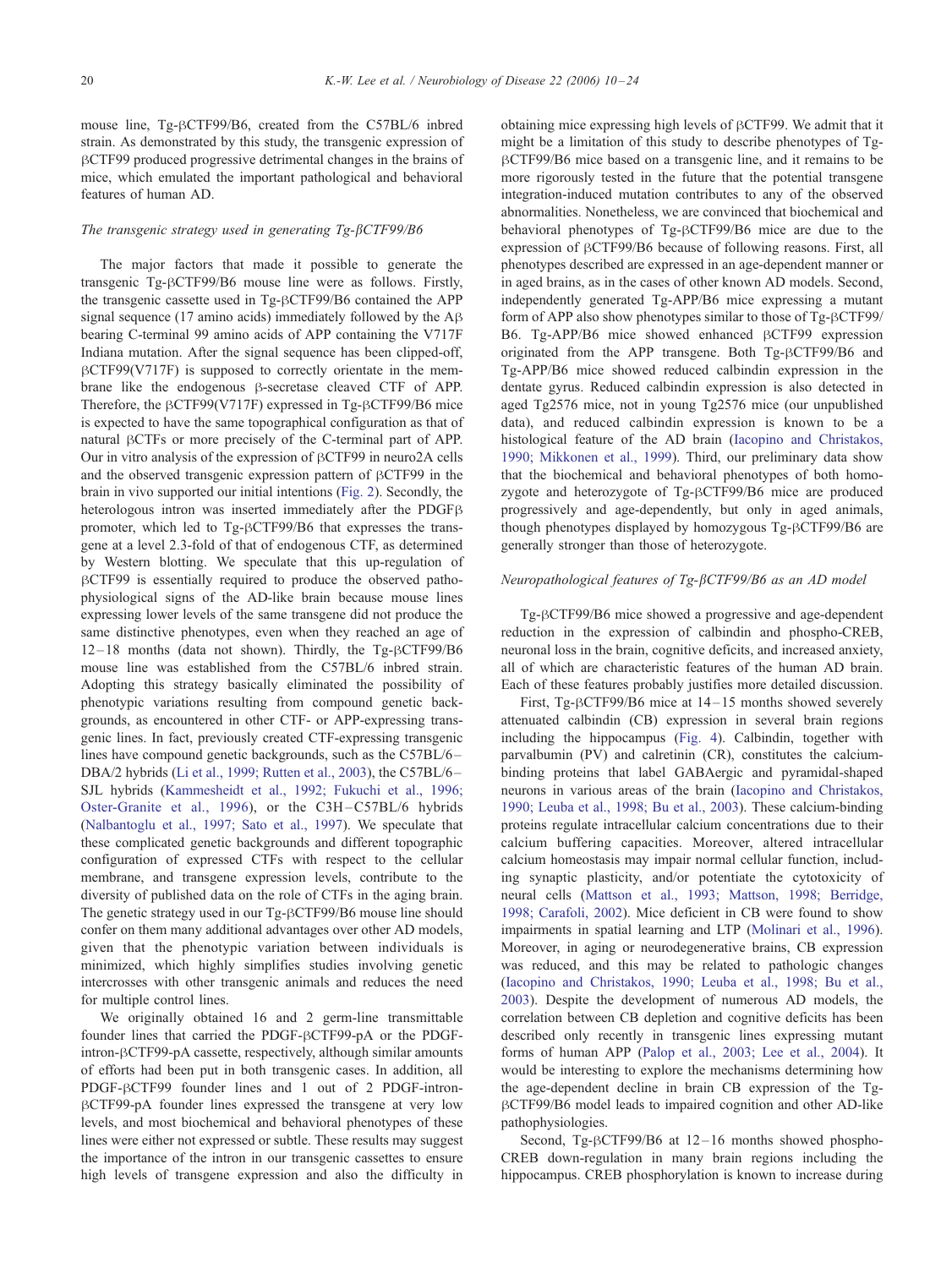mouse line, Tg-βCTF99/B6, created from the C57BL/6 inbred strain. As demonstrated by this study, the transgenic expression of βCTF99 produced progressive detrimental changes in the brains of mice, which emulated the important pathological and behavioral features of human AD.

### *The transgenic strategy used in generating Tg-βCTF99/B6*

The major factors that made it possible to generate the transgenic Tg-βCTF99/B6 mouse line were as follows. Firstly, the transgenic cassette used in Tg-βCTF99/B6 contained the APP signal sequence (17 amino acids) immediately followed by the Aβ bearing C-terminal 99 amino acids of APP containing the V717F Indiana mutation. After the signal sequence has been clipped-off, βCTF99(V717F) is supposed to correctly orientate in the membrane like the endogenous β-secretase cleaved CTF of APP. Therefore, the βCTF99(V717F) expressed in Tg-βCTF99/B6 mice is expected to have the same topographical configuration as that of natural βCTFs or more precisely of the C-terminal part of APP. Our in vitro analysis of the expression of βCTF99 in neuro2A cells and the observed transgenic expression pattern of βCTF99 in the brain in vivo supported our initial intentions (Fig. 2). Secondly, the heterologous intron was inserted immediately after the PDGFβ promoter, which led to Tg-βCTF99/B6 that expresses the transgene at a level 2.3-fold of that of endogenous CTF, as determined by Western blotting. We speculate that this up-regulation of βCTF99 is essentially required to produce the observed pathophysiological signs of the AD-like brain because mouse lines expressing lower levels of the same transgene did not produce the same distinctive phenotypes, even when they reached an age of 12–18 months (data not shown). Thirdly, the Tg-βCTF99/B6 mouse line was established from the C57BL/6 inbred strain. Adopting this strategy basically eliminated the possibility of phenotypic variations resulting from compound genetic backgrounds, as encountered in other CTF- or APP-expressing transgenic lines. In fact, previously created CTF-expressing transgenic lines have compound genetic backgrounds, such as the C57BL/6–DBA/2 hybrids (Li et al., 1999; Rutten et al., 2003), the C57BL/6–SJL hybrids (Kammesheidt et al., 1992; Fukuchi et al., 1996; Oster-Granite et al., 1996), or the C3H–C57BL/6 hybrids (Nalbantoglu et al., 1997; Sato et al., 1997). We speculate that these complicated genetic backgrounds and different topographic configuration of expressed CTFs with respect to the cellular membrane, and transgene expression levels, contribute to the diversity of published data on the role of CTFs in the aging brain. The genetic strategy used in our Tg-βCTF99/B6 mouse line should confer on them many additional advantages over other AD models, given that the phenotypic variation between individuals is minimized, which highly simplifies studies involving genetic intercrosses with other transgenic animals and reduces the need for multiple control lines.

We originally obtained 16 and 2 germ-line transmittable founder lines that carried the PDGF-βCTF99-pA or the PDGF-intron-βCTF99-pA cassette, respectively, although similar amounts of efforts had been put in both transgenic cases. In addition, all PDGF-βCTF99 founder lines and 1 out of 2 PDGF-intron-βCTF99-pA founder lines expressed the transgene at very low levels, and most biochemical and behavioral phenotypes of these lines were either not expressed or subtle. These results may suggest the importance of the intron in our transgenic cassettes to ensure high levels of transgene expression and also the difficulty in obtaining mice expressing high levels of βCTF99. We admit that it might be a limitation of this study to describe phenotypes of Tg-βCTF99/B6 mice based on a transgenic line, and it remains to be more rigorously tested in the future that the potential transgene integration-induced mutation contributes to any of the observed abnormalities. Nonetheless, we are convinced that biochemical and behavioral phenotypes of Tg-βCTF99/B6 mice are due to the expression of βCTF99/B6 because of following reasons. First, all phenotypes described are expressed in an age-dependent manner or in aged brains, as in the cases of other known AD models. Second, independently generated Tg-APP/B6 mice expressing a mutant form of APP also show phenotypes similar to those of Tg-βCTF99/B6. Tg-APP/B6 mice showed enhanced βCTF99 expression originated from the APP transgene. Both Tg-βCTF99/B6 and Tg-APP/B6 mice showed reduced calbindin expression in the dentate gyrus. Reduced calbindin expression is also detected in aged Tg2576 mice, not in young Tg2576 mice (our unpublished data), and reduced calbindin expression is known to be a histological feature of the AD brain (Iacopino and Christakos, 1990; Mikkonen et al., 1999). Third, our preliminary data show that the biochemical and behavioral phenotypes of both homozygote and heterozygote of Tg-βCTF99/B6 mice are produced progressively and age-dependently, but only in aged animals, though phenotypes displayed by homozygous Tg-βCTF99/B6 are generally stronger than those of heterozygote.

### *Neuropathological features of Tg-βCTF99/B6 as an AD model*

Tg-βCTF99/B6 mice showed a progressive and age-dependent reduction in the expression of calbindin and phospho-CREB, neuronal loss in the brain, cognitive deficits, and increased anxiety, all of which are characteristic features of the human AD brain. Each of these features probably justifies more detailed discussion.

First, Tg-βCTF99/B6 mice at 14–15 months showed severely attenuated calbindin (CB) expression in several brain regions including the hippocampus (Fig. 4). Calbindin, together with parvalbumin (PV) and calretinin (CR), constitutes the calcium-binding proteins that label GABAergic and pyramidal-shaped neurons in various areas of the brain (Iacopino and Christakos, 1990; Leuba et al., 1998; Bu et al., 2003). These calcium-binding proteins regulate intracellular calcium concentrations due to their calcium buffering capacities. Moreover, altered intracellular calcium homeostasis may impair normal cellular function, including synaptic plasticity, and/or potentiate the cytotoxicity of neural cells (Mattson et al., 1993; Mattson, 1998; Berridge, 1998; Carafoli, 2002). Mice deficient in CB were found to show impairments in spatial learning and LTP (Molinari et al., 1996). Moreover, in aging or neurodegenerative brains, CB expression was reduced, and this may be related to pathologic changes (Iacopino and Christakos, 1990; Leuba et al., 1998; Bu et al., 2003). Despite the development of numerous AD models, the correlation between CB depletion and cognitive deficits has been described only recently in transgenic lines expressing mutant forms of human APP (Palop et al., 2003; Lee et al., 2004). It would be interesting to explore the mechanisms determining how the age-dependent decline in brain CB expression of the Tg-βCTF99/B6 model leads to impaired cognition and other AD-like pathophysiologies.

Second, Tg-βCTF99/B6 at 12–16 months showed phospho-CREB down-regulation in many brain regions including the hippocampus. CREB phosphorylation is known to increase during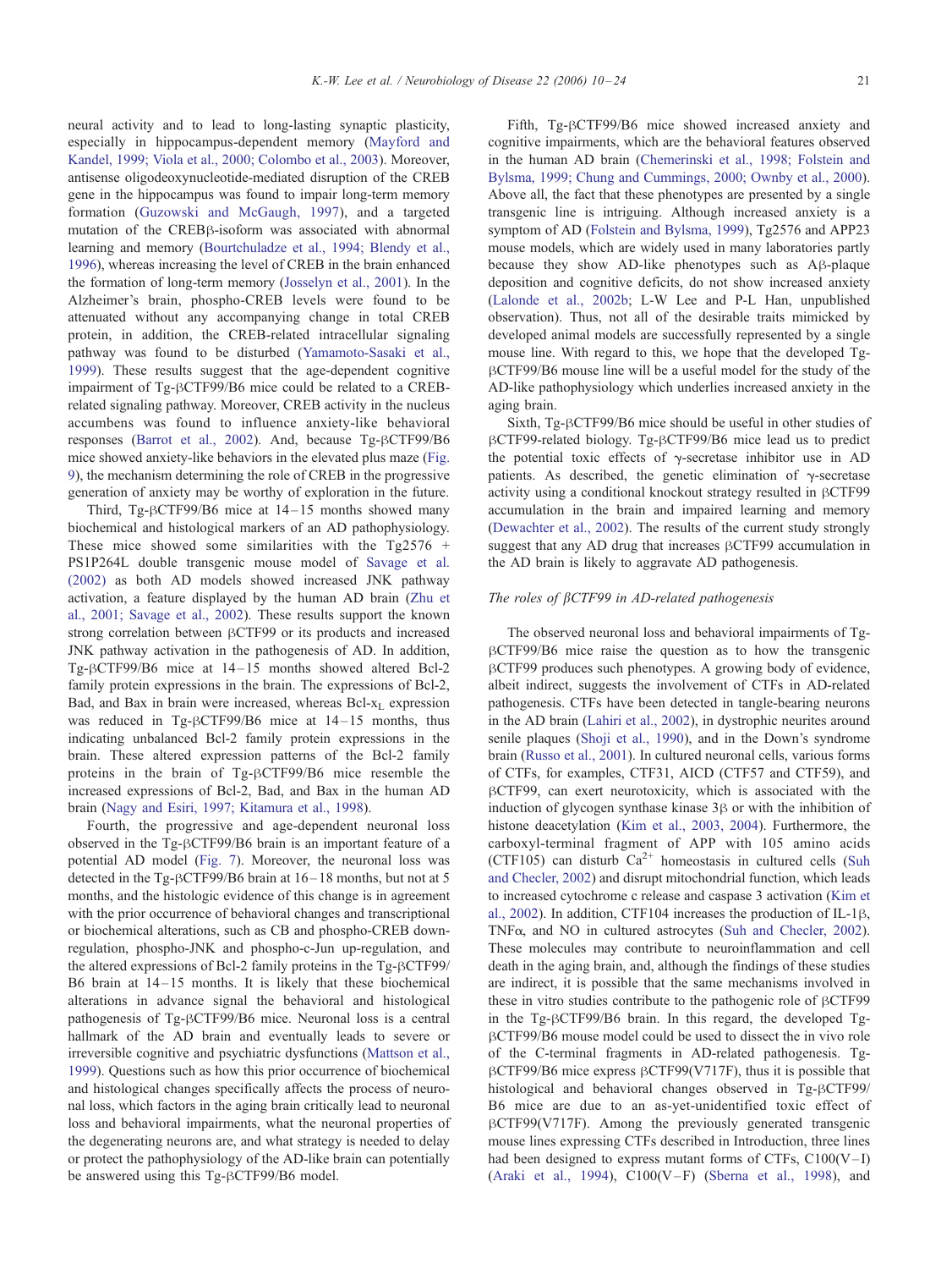neural activity and to lead to long-lasting synaptic plasticity, especially in hippocampus-dependent memory (Mayford and Kandel, 1999; Viola et al., 2000; Colombo et al., 2003). Moreover, antisense oligodeoxynucleotide-mediated disruption of the CREB gene in the hippocampus was found to impair long-term memory formation (Guzowski and McGaugh, 1997), and a targeted mutation of the CREBβ-isoform was associated with abnormal learning and memory (Bourtchuladze et al., 1994; Blendy et al., 1996), whereas increasing the level of CREB in the brain enhanced the formation of long-term memory (Josselyn et al., 2001). In the Alzheimer's brain, phospho-CREB levels were found to be attenuated without any accompanying change in total CREB protein, in addition, the CREB-related intracellular signaling pathway was found to be disturbed (Yamamoto-Sasaki et al., 1999). These results suggest that the age-dependent cognitive impairment of Tg-βCTF99/B6 mice could be related to a CREB-related signaling pathway. Moreover, CREB activity in the nucleus accumbens was found to influence anxiety-like behavioral responses (Barrot et al., 2002). And, because Tg-βCTF99/B6 mice showed anxiety-like behaviors in the elevated plus maze (Fig. 9), the mechanism determining the role of CREB in the progressive generation of anxiety may be worthy of exploration in the future.

Third, Tg-βCTF99/B6 mice at 14–15 months showed many biochemical and histological markers of an AD pathophysiology. These mice showed some similarities with the Tg2576 + PS1P264L double transgenic mouse model of Savage et al. (2002) as both AD models showed increased JNK pathway activation, a feature displayed by the human AD brain (Zhu et al., 2001; Savage et al., 2002). These results support the known strong correlation between βCTF99 or its products and increased JNK pathway activation in the pathogenesis of AD. In addition, Tg-βCTF99/B6 mice at 14–15 months showed altered Bcl-2 family protein expressions in the brain. The expressions of Bcl-2, Bad, and Bax in brain were increased, whereas Bcl-$x_L$ expression was reduced in Tg-βCTF99/B6 mice at 14–15 months, thus indicating unbalanced Bcl-2 family protein expressions in the brain. These altered expression patterns of the Bcl-2 family proteins in the brain of Tg-βCTF99/B6 mice resemble the increased expressions of Bcl-2, Bad, and Bax in the human AD brain (Nagy and Esiri, 1997; Kitamura et al., 1998).

Fourth, the progressive and age-dependent neuronal loss observed in the Tg-βCTF99/B6 brain is an important feature of a potential AD model (Fig. 7). Moreover, the neuronal loss was detected in the Tg-βCTF99/B6 brain at 16–18 months, but not at 5 months, and the histologic evidence of this change is in agreement with the prior occurrence of behavioral changes and transcriptional or biochemical alterations, such as CB and phospho-CREB down-regulation, phospho-JNK and phospho-c-Jun up-regulation, and the altered expressions of Bcl-2 family proteins in the Tg-βCTF99/B6 brain at 14–15 months. It is likely that these biochemical alterations in advance signal the behavioral and histological pathogenesis of Tg-βCTF99/B6 mice. Neuronal loss is a central hallmark of the AD brain and eventually leads to severe or irreversible cognitive and psychiatric dysfunctions (Mattson et al., 1999). Questions such as how this prior occurrence of biochemical and histological changes specifically affects the process of neuronal loss, which factors in the aging brain critically lead to neuronal loss and behavioral impairments, what the neuronal properties of the degenerating neurons are, and what strategy is needed to delay or protect the pathophysiology of the AD-like brain can potentially be answered using this Tg-βCTF99/B6 model.

Fifth, Tg-βCTF99/B6 mice showed increased anxiety and cognitive impairments, which are the behavioral features observed in the human AD brain (Chemerinski et al., 1998; Folstein and Bylsma, 1999; Chung and Cummings, 2000; Ownby et al., 2000). Above all, the fact that these phenotypes are presented by a single transgenic line is intriguing. Although increased anxiety is a symptom of AD (Folstein and Bylsma, 1999), Tg2576 and APP23 mouse models, which are widely used in many laboratories partly because they show AD-like phenotypes such as Aβ-plaque deposition and cognitive deficits, do not show increased anxiety (Lalonde et al., 2002b; L-W Lee and P-L Han, unpublished observation). Thus, not all of the desirable traits mimicked by developed animal models are successfully represented by a single mouse line. With regard to this, we hope that the developed Tg-βCTF99/B6 mouse line will be a useful model for the study of the AD-like pathophysiology which underlies increased anxiety in the aging brain.

Sixth, Tg-βCTF99/B6 mice should be useful in other studies of βCTF99-related biology. Tg-βCTF99/B6 mice lead us to predict the potential toxic effects of γ-secretase inhibitor use in AD patients. As described, the genetic elimination of γ-secretase activity using a conditional knockout strategy resulted in βCTF99 accumulation in the brain and impaired learning and memory (Dewachter et al., 2002). The results of the current study strongly suggest that any AD drug that increases βCTF99 accumulation in the AD brain is likely to aggravate AD pathogenesis.

### *The roles of βCTF99 in AD-related pathogenesis*

The observed neuronal loss and behavioral impairments of Tg-βCTF99/B6 mice raise the question as to how the transgenic βCTF99 produces such phenotypes. A growing body of evidence, albeit indirect, suggests the involvement of CTFs in AD-related pathogenesis. CTFs have been detected in tangle-bearing neurons in the AD brain (Lahiri et al., 2002), in dystrophic neurites around senile plaques (Shoji et al., 1990), and in the Down's syndrome brain (Russo et al., 2001). In cultured neuronal cells, various forms of CTFs, for examples, CTF31, AICD (CTF57 and CTF59), and βCTF99, can exert neurotoxicity, which is associated with the induction of glycogen synthase kinase 3β or with the inhibition of histone deacetylation (Kim et al., 2003, 2004). Furthermore, the carboxyl-terminal fragment of APP with 105 amino acids (CTF105) can disturb $Ca^{2+}$ homeostasis in cultured cells (Suh and Checler, 2002) and disrupt mitochondrial function, which leads to increased cytochrome c release and caspase 3 activation (Kim et al., 2002). In addition, CTF104 increases the production of IL-1β, TNFα, and NO in cultured astrocytes (Suh and Checler, 2002). These molecules may contribute to neuroinflammation and cell death in the aging brain, and, although the findings of these studies are indirect, it is possible that the same mechanisms involved in these in vitro studies contribute to the pathogenic role of βCTF99 in the Tg-βCTF99/B6 brain. In this regard, the developed Tg-βCTF99/B6 mouse model could be used to dissect the in vivo role of the C-terminal fragments in AD-related pathogenesis. Tg-βCTF99/B6 mice express βCTF99(V717F), thus it is possible that histological and behavioral changes observed in Tg-βCTF99/B6 mice are due to an as-yet-unidentified toxic effect of βCTF99(V717F). Among the previously generated transgenic mouse lines expressing CTFs described in Introduction, three lines had been designed to express mutant forms of CTFs, C100(V–I) (Araki et al., 1994), C100(V–F) (Sberna et al., 1998), and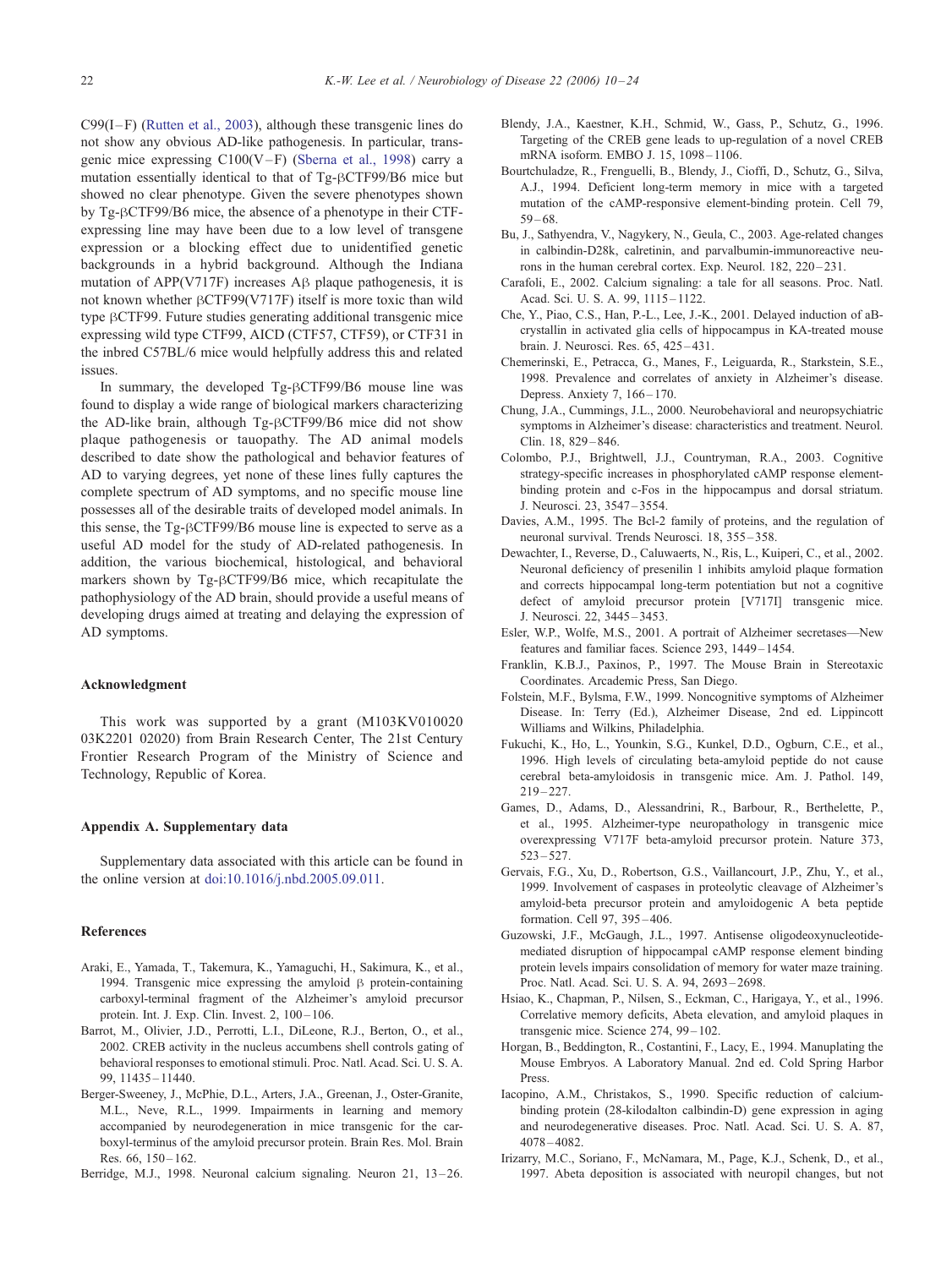C99(I–F) (Rutten et al., 2003), although these transgenic lines do not show any obvious AD-like pathogenesis. In particular, transgenic mice expressing C100(V–F) (Sberna et al., 1998) carry a mutation essentially identical to that of Tg-βCTF99/B6 mice but showed no clear phenotype. Given the severe phenotypes shown by Tg-βCTF99/B6 mice, the absence of a phenotype in their CTF-expressing line may have been due to a low level of transgene expression or a blocking effect due to unidentified genetic backgrounds in a hybrid background. Although the Indiana mutation of APP(V717F) increases Aβ plaque pathogenesis, it is not known whether βCTF99(V717F) itself is more toxic than wild type βCTF99. Future studies generating additional transgenic mice expressing wild type CTF99, AICD (CTF57, CTF59), or CTF31 in the inbred C57BL/6 mice would helpfully address this and related issues.

In summary, the developed Tg-βCTF99/B6 mouse line was found to display a wide range of biological markers characterizing the AD-like brain, although Tg-βCTF99/B6 mice did not show plaque pathogenesis or tauopathy. The AD animal models described to date show the pathological and behavior features of AD to varying degrees, yet none of these lines fully captures the complete spectrum of AD symptoms, and no specific mouse line possesses all of the desirable traits of developed model animals. In this sense, the Tg-βCTF99/B6 mouse line is expected to serve as a useful AD model for the study of AD-related pathogenesis. In addition, the various biochemical, histological, and behavioral markers shown by Tg-βCTF99/B6 mice, which recapitulate the pathophysiology of the AD brain, should provide a useful means of developing drugs aimed at treating and delaying the expression of AD symptoms.

## Acknowledgment

This work was supported by a grant (M103KV010020 03K2201 02020) from Brain Research Center, The 21st Century Frontier Research Program of the Ministry of Science and Technology, Republic of Korea.

## Appendix A. Supplementary data

Supplementary data associated with this article can be found in the online version at doi:10.1016/j.nbd.2005.09.011.

## References

Araki, E., Yamada, T., Takemura, K., Yamaguchi, H., Sakimura, K., et al., 1994. Transgenic mice expressing the amyloid β protein-containing carboxyl-terminal fragment of the Alzheimer's amyloid precursor protein. Int. J. Exp. Clin. Invest. 2, 100–106.

Barrot, M., Olivier, J.D., Perrotti, L.I., DiLeone, R.J., Berton, O., et al., 2002. CREB activity in the nucleus accumbens shell controls gating of behavioral responses to emotional stimuli. Proc. Natl. Acad. Sci. U. S. A. 99, 11435–11440.

Berger-Sweeney, J., McPhie, D.L., Arters, J.A., Greenan, J., Oster-Granite, M.L., Neve, R.L., 1999. Impairments in learning and memory accompanied by neurodegeneration in mice transgenic for the carboxyl-terminus of the amyloid precursor protein. Brain Res. Mol. Brain Res. 66, 150–162.

Berridge, M.J., 1998. Neuronal calcium signaling. Neuron 21, 13–26.

Blendy, J.A., Kaestner, K.H., Schmid, W., Gass, P., Schutz, G., 1996. Targeting of the CREB gene leads to up-regulation of a novel CREB mRNA isoform. EMBO J. 15, 1098–1106.

Bourtchuladze, R., Frenguelli, B., Blendy, J., Cioffi, D., Schutz, G., Silva, A.J., 1994. Deficient long-term memory in mice with a targeted mutation of the cAMP-responsive element-binding protein. Cell 79, 59–68.

Bu, J., Sathyendra, V., Nagykery, N., Geula, C., 2003. Age-related changes in calbindin-D28k, calretinin, and parvalbumin-immunoreactive neurons in the human cerebral cortex. Exp. Neurol. 182, 220–231.

Carafoli, E., 2002. Calcium signaling: a tale for all seasons. Proc. Natl. Acad. Sci. U. S. A. 99, 1115–1122.

Che, Y., Piao, C.S., Han, P.-L., Lee, J.-K., 2001. Delayed induction of aB-crystallin in activated glia cells of hippocampus in KA-treated mouse brain. J. Neurosci. Res. 65, 425–431.

Chemerinski, E., Petracca, G., Manes, F., Leiguarda, R., Starkstein, S.E., 1998. Prevalence and correlates of anxiety in Alzheimer's disease. Depress. Anxiety 7, 166–170.

Chung, J.A., Cummings, J.L., 2000. Neurobehavioral and neuropsychiatric symptoms in Alzheimer's disease: characteristics and treatment. Neurol. Clin. 18, 829–846.

Colombo, P.J., Brightwell, J.J., Countryman, R.A., 2003. Cognitive strategy-specific increases in phosphorylated cAMP response element-binding protein and c-Fos in the hippocampus and dorsal striatum. J. Neurosci. 23, 3547–3554.

Davies, A.M., 1995. The Bcl-2 family of proteins, and the regulation of neuronal survival. Trends Neurosci. 18, 355–358.

Dewachter, I., Reverse, D., Caluwaerts, N., Ris, L., Kuiperi, C., et al., 2002. Neuronal deficiency of presenilin 1 inhibits amyloid plaque formation and corrects hippocampal long-term potentiation but not a cognitive defect of amyloid precursor protein [V717I] transgenic mice. J. Neurosci. 22, 3445–3453.

Esler, W.P., Wolfe, M.S., 2001. A portrait of Alzheimer secretases—New features and familiar faces. Science 293, 1449–1454.

Franklin, K.B.J., Paxinos, P., 1997. The Mouse Brain in Stereotaxic Coordinates. Arcademic Press, San Diego.

Folstein, M.F., Bylsma, F.W., 1999. Noncognitive symptoms of Alzheimer Disease. In: Terry (Ed.), Alzheimer Disease, 2nd ed. Lippincott Williams and Wilkins, Philadelphia.

Fukuchi, K., Ho, L., Younkin, S.G., Kunkel, D.D., Ogburn, C.E., et al., 1996. High levels of circulating beta-amyloid peptide do not cause cerebral beta-amyloidosis in transgenic mice. Am. J. Pathol. 149, 219–227.

Games, D., Adams, D., Alessandrini, R., Barbour, R., Berthelette, P., et al., 1995. Alzheimer-type neuropathology in transgenic mice overexpressing V717F beta-amyloid precursor protein. Nature 373, 523–527.

Gervais, F.G., Xu, D., Robertson, G.S., Vaillancourt, J.P., Zhu, Y., et al., 1999. Involvement of caspases in proteolytic cleavage of Alzheimer's amyloid-beta precursor protein and amyloidogenic A beta peptide formation. Cell 97, 395–406.

Guzowski, J.F., McGaugh, J.L., 1997. Antisense oligodeoxynucleotide-mediated disruption of hippocampal cAMP response element binding protein levels impairs consolidation of memory for water maze training. Proc. Natl. Acad. Sci. U. S. A. 94, 2693–2698.

Hsiao, K., Chapman, P., Nilsen, S., Eckman, C., Harigaya, Y., et al., 1996. Correlative memory deficits, Abeta elevation, and amyloid plaques in transgenic mice. Science 274, 99–102.

Horgan, B., Beddington, R., Costantini, F., Lacy, E., 1994. Manuplating the Mouse Embryos. A Laboratory Manual. 2nd ed. Cold Spring Harbor Press.

Iacopino, A.M., Christakos, S., 1990. Specific reduction of calcium-binding protein (28-kilodalton calbindin-D) gene expression in aging and neurodegenerative diseases. Proc. Natl. Acad. Sci. U. S. A. 87, 4078–4082.

Irizarry, M.C., Soriano, F., McNamara, M., Page, K.J., Schenk, D., et al., 1997. Abeta deposition is associated with neuropil changes, but not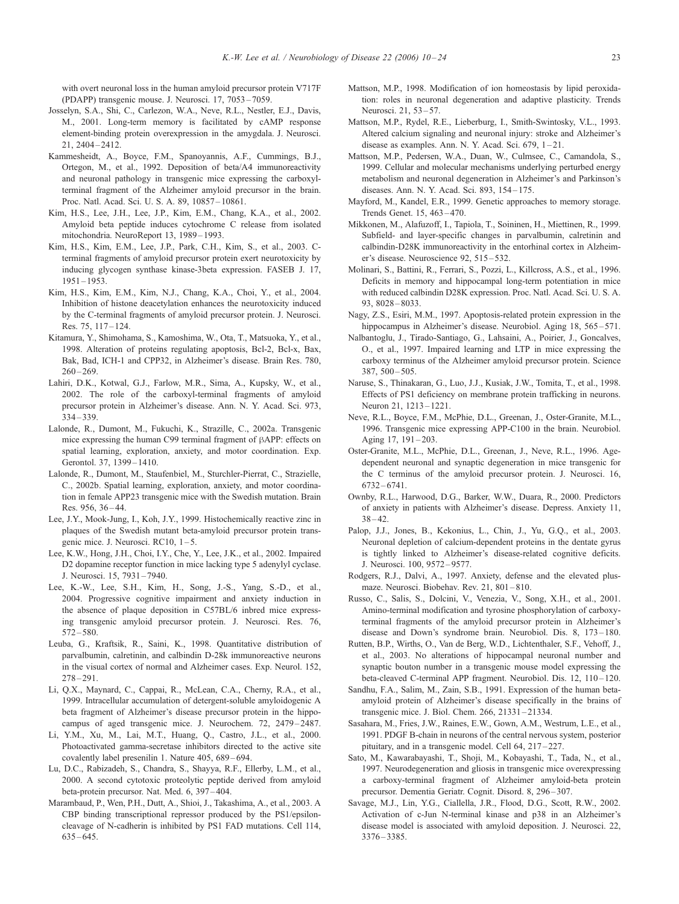with overt neuronal loss in the human amyloid precursor protein V717F (PDAPP) transgenic mouse. J. Neurosci. 17, 7053–7059.

Josselyn, S.A., Shi, C., Carlezon, W.A., Neve, R.L., Nestler, E.J., Davis, M., 2001. Long-term memory is facilitated by cAMP response element-binding protein overexpression in the amygdala. J. Neurosci. 21, 2404–2412.

Kammesheidt, A., Boyce, F.M., Spanoyannis, A.F., Cummings, B.J., Ortegon, M., et al., 1992. Deposition of beta/A4 immunoreactivity and neuronal pathology in transgenic mice expressing the carboxyl-terminal fragment of the Alzheimer amyloid precursor in the brain. Proc. Natl. Acad. Sci. U. S. A. 89, 10857–10861.

Kim, H.S., Lee, J.H., Lee, J.P., Kim, E.M., Chang, K.A., et al., 2002. Amyloid beta peptide induces cytochrome C release from isolated mitochondria. NeuroReport 13, 1989–1993.

Kim, H.S., Kim, E.M., Lee, J.P., Park, C.H., Kim, S., et al., 2003. C-terminal fragments of amyloid precursor protein exert neurotoxicity by inducing glycogen synthase kinase-3beta expression. FASEB J. 17, 1951–1953.

Kim, H.S., Kim, E.M., Kim, N.J., Chang, K.A., Choi, Y., et al., 2004. Inhibition of histone deacetylation enhances the neurotoxicity induced by the C-terminal fragments of amyloid precursor protein. J. Neurosci. Res. 75, 117–124.

Kitamura, Y., Shimohama, S., Kamoshima, W., Ota, T., Matsuoka, Y., et al., 1998. Alteration of proteins regulating apoptosis, Bcl-2, Bcl-x, Bax, Bak, Bad, ICH-1 and CPP32, in Alzheimer's disease. Brain Res. 780, 260–269.

Lahiri, D.K., Kotwal, G.J., Farlow, M.R., Sima, A., Kupsky, W., et al., 2002. The role of the carboxyl-terminal fragments of amyloid precursor protein in Alzheimer's disease. Ann. N. Y. Acad. Sci. 973, 334–339.

Lalonde, R., Dumont, M., Fukuchi, K., Strazille, C., 2002a. Transgenic mice expressing the human C99 terminal fragment of βAPP: effects on spatial learning, exploration, anxiety, and motor coordination. Exp. Gerontol. 37, 1399–1410.

Lalonde, R., Dumont, M., Staufenbiel, M., Sturchler-Pierrat, C., Strazielle, C., 2002b. Spatial learning, exploration, anxiety, and motor coordination in female APP23 transgenic mice with the Swedish mutation. Brain Res. 956, 36–44.

Lee, J.Y., Mook-Jung, I., Koh, J.Y., 1999. Histochemically reactive zinc in plaques of the Swedish mutant beta-amyloid precursor protein transgenic mice. J. Neurosci. RC10, 1–5.

Lee, K.W., Hong, J.H., Choi, I.Y., Che, Y., Lee, J.K., et al., 2002. Impaired D2 dopamine receptor function in mice lacking type 5 adenylyl cyclase. J. Neurosci. 15, 7931–7940.

Lee, K.-W., Lee, S.H., Kim, H., Song, J.-S., Yang, S.-D., et al., 2004. Progressive cognitive impairment and anxiety induction in the absence of plaque deposition in C57BL/6 inbred mice expressing transgenic amyloid precursor protein. J. Neurosci. Res. 76, 572–580.

Leuba, G., Kraftsik, R., Saini, K., 1998. Quantitative distribution of parvalbumin, calretinin, and calbindin D-28k immunoreactive neurons in the visual cortex of normal and Alzheimer cases. Exp. Neurol. 152, 278–291.

Li, Q.X., Maynard, C., Cappai, R., McLean, C.A., Cherny, R.A., et al., 1999. Intracellular accumulation of detergent-soluble amyloidogenic A beta fragment of Alzheimer's disease precursor protein in the hippocampus of aged transgenic mice. J. Neurochem. 72, 2479–2487.

Li, Y.M., Xu, M., Lai, M.T., Huang, Q., Castro, J.L., et al., 2000. Photoactivated gamma-secretase inhibitors directed to the active site covalently label presenilin 1. Nature 405, 689–694.

Lu, D.C., Rabizadeh, S., Chandra, S., Shayya, R.F., Ellerby, L.M., et al., 2000. A second cytotoxic proteolytic peptide derived from amyloid beta-protein precursor. Nat. Med. 6, 397–404.

Marambaud, P., Wen, P.H., Dutt, A., Shioi, J., Takashima, A., et al., 2003. A CBP binding transcriptional repressor produced by the PS1/epsilon-cleavage of N-cadherin is inhibited by PS1 FAD mutations. Cell 114, 635–645.

Mattson, M.P., 1998. Modification of ion homeostasis by lipid peroxidation: roles in neuronal degeneration and adaptive plasticity. Trends Neurosci. 21, 53–57.

Mattson, M.P., Rydel, R.E., Lieberburg, I., Smith-Swintosky, V.L., 1993. Altered calcium signaling and neuronal injury: stroke and Alzheimer's disease as examples. Ann. N. Y. Acad. Sci. 679, 1–21.

Mattson, M.P., Pedersen, W.A., Duan, W., Culmsee, C., Camandola, S., 1999. Cellular and molecular mechanisms underlying perturbed energy metabolism and neuronal degeneration in Alzheimer's and Parkinson's diseases. Ann. N. Y. Acad. Sci. 893, 154–175.

Mayford, M., Kandel, E.R., 1999. Genetic approaches to memory storage. Trends Genet. 15, 463–470.

Mikkonen, M., Alafuzoff, I., Tapiola, T., Soininen, H., Miettinen, R., 1999. Subfield- and layer-specific changes in parvalbumin, calretinin and calbindin-D28K immunoreactivity in the entorhinal cortex in Alzheimer's disease. Neuroscience 92, 515–532.

Molinari, S., Battini, R., Ferrari, S., Pozzi, L., Killcross, A.S., et al., 1996. Deficits in memory and hippocampal long-term potentiation in mice with reduced calbindin D28K expression. Proc. Natl. Acad. Sci. U. S. A. 93, 8028–8033.

Nagy, Z.S., Esiri, M.M., 1997. Apoptosis-related protein expression in the hippocampus in Alzheimer's disease. Neurobiol. Aging 18, 565–571.

Nalbantoglu, J., Tirado-Santiago, G., Lahsaini, A., Poirier, J., Goncalves, O., et al., 1997. Impaired learning and LTP in mice expressing the carboxy terminus of the Alzheimer amyloid precursor protein. Science 387, 500–505.

Naruse, S., Thinakaran, G., Luo, J.J., Kusiak, J.W., Tomita, T., et al., 1998. Effects of PS1 deficiency on membrane protein trafficking in neurons. Neuron 21, 1213–1221.

Neve, R.L., Boyce, F.M., McPhie, D.L., Greenan, J., Oster-Granite, M.L., 1996. Transgenic mice expressing APP-C100 in the brain. Neurobiol. Aging 17, 191–203.

Oster-Granite, M.L., McPhie, D.L., Greenan, J., Neve, R.L., 1996. Age-dependent neuronal and synaptic degeneration in mice transgenic for the C terminus of the amyloid precursor protein. J. Neurosci. 16, 6732–6741.

Ownby, R.L., Harwood, D.G., Barker, W.W., Duara, R., 2000. Predictors of anxiety in patients with Alzheimer's disease. Depress. Anxiety 11, 38–42.

Palop, J.J., Jones, B., Kekonius, L., Chin, J., Yu, G.Q., et al., 2003. Neuronal depletion of calcium-dependent proteins in the dentate gyrus is tightly linked to Alzheimer's disease-related cognitive deficits. J. Neurosci. 100, 9572–9577.

Rodgers, R.J., Dalvi, A., 1997. Anxiety, defense and the elevated plus-maze. Neurosci. Biobehav. Rev. 21, 801–810.

Russo, C., Salis, S., Dolcini, V., Venezia, V., Song, X.H., et al., 2001. Amino-terminal modification and tyrosine phosphorylation of carboxy-terminal fragments of the amyloid precursor protein in Alzheimer's disease and Down's syndrome brain. Neurobiol. Dis. 8, 173–180.

Rutten, B.P., Wirths, O., Van de Berg, W.D., Lichtenthaler, S.F., Vehoff, J., et al., 2003. No alterations of hippocampal neuronal number and synaptic bouton number in a transgenic mouse model expressing the beta-cleaved C-terminal APP fragment. Neurobiol. Dis. 12, 110–120.

Sandhu, F.A., Salim, M., Zain, S.B., 1991. Expression of the human beta-amyloid protein of Alzheimer's disease specifically in the brains of transgenic mice. J. Biol. Chem. 266, 21331–21334.

Sasahara, M., Fries, J.W., Raines, E.W., Gown, A.M., Westrum, L.E., et al., 1991. PDGF B-chain in neurons of the central nervous system, posterior pituitary, and in a transgenic model. Cell 64, 217–227.

Sato, M., Kawarabayashi, T., Shoji, M., Kobayashi, T., Tada, N., et al., 1997. Neurodegeneration and gliosis in transgenic mice overexpressing a carboxy-terminal fragment of Alzheimer amyloid-beta protein precursor. Dementia Geriatr. Cognit. Disord. 8, 296–307.

Savage, M.J., Lin, Y.G., Ciallella, J.R., Flood, D.G., Scott, R.W., 2002. Activation of c-Jun N-terminal kinase and p38 in an Alzheimer's disease model is associated with amyloid deposition. J. Neurosci. 22, 3376–3385.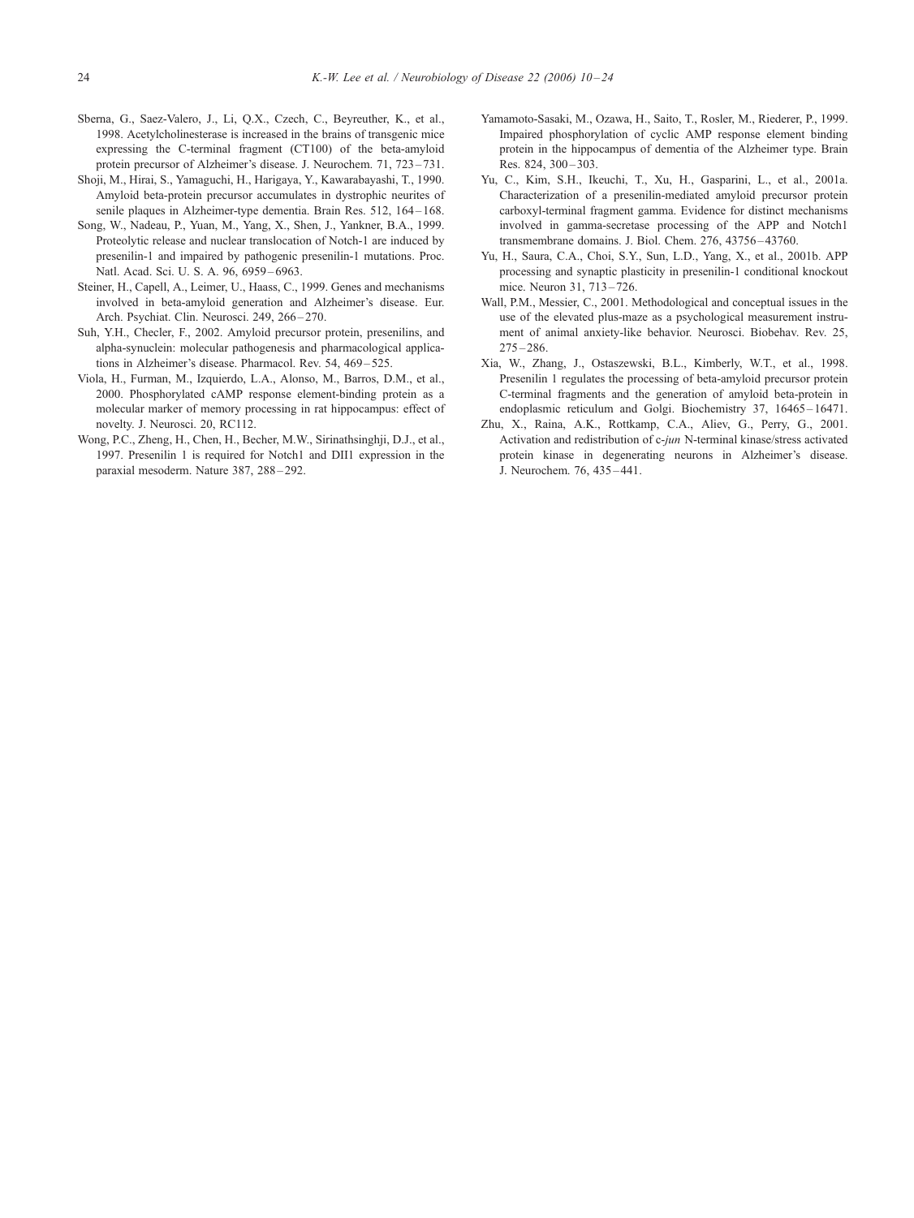Sberna, G., Saez-Valero, J., Li, Q.X., Czech, C., Beyreuther, K., et al., 1998. Acetylcholinesterase is increased in the brains of transgenic mice expressing the C-terminal fragment (CT100) of the beta-amyloid protein precursor of Alzheimer's disease. J. Neurochem. 71, 723–731.

Shoji, M., Hirai, S., Yamaguchi, H., Harigaya, Y., Kawarabayashi, T., 1990. Amyloid beta-protein precursor accumulates in dystrophic neurites of senile plaques in Alzheimer-type dementia. Brain Res. 512, 164–168.

Song, W., Nadeau, P., Yuan, M., Yang, X., Shen, J., Yankner, B.A., 1999. Proteolytic release and nuclear translocation of Notch-1 are induced by presenilin-1 and impaired by pathogenic presenilin-1 mutations. Proc. Natl. Acad. Sci. U. S. A. 96, 6959–6963.

Steiner, H., Capell, A., Leimer, U., Haass, C., 1999. Genes and mechanisms involved in beta-amyloid generation and Alzheimer's disease. Eur. Arch. Psychiat. Clin. Neurosci. 249, 266–270.

Suh, Y.H., Checler, F., 2002. Amyloid precursor protein, presenilins, and alpha-synuclein: molecular pathogenesis and pharmacological applications in Alzheimer's disease. Pharmacol. Rev. 54, 469–525.

Viola, H., Furman, M., Izquierdo, L.A., Alonso, M., Barros, D.M., et al., 2000. Phosphorylated cAMP response element-binding protein as a molecular marker of memory processing in rat hippocampus: effect of novelty. J. Neurosci. 20, RC112.

Wong, P.C., Zheng, H., Chen, H., Becher, M.W., Sirinathsinghji, D.J., et al., 1997. Presenilin 1 is required for Notch1 and Dll1 expression in the paraxial mesoderm. Nature 387, 288–292.

Yamamoto-Sasaki, M., Ozawa, H., Saito, T., Rosler, M., Riederer, P., 1999. Impaired phosphorylation of cyclic AMP response element binding protein in the hippocampus of dementia of the Alzheimer type. Brain Res. 824, 300–303.

Yu, C., Kim, S.H., Ikeuchi, T., Xu, H., Gasparini, L., et al., 2001a. Characterization of a presenilin-mediated amyloid precursor protein carboxyl-terminal fragment gamma. Evidence for distinct mechanisms involved in gamma-secretase processing of the APP and Notch1 transmembrane domains. J. Biol. Chem. 276, 43756–43760.

Yu, H., Saura, C.A., Choi, S.Y., Sun, L.D., Yang, X., et al., 2001b. APP processing and synaptic plasticity in presenilin-1 conditional knockout mice. Neuron 31, 713–726.

Wall, P.M., Messier, C., 2001. Methodological and conceptual issues in the use of the elevated plus-maze as a psychological measurement instrument of animal anxiety-like behavior. Neurosci. Biobehav. Rev. 25, 275–286.

Xia, W., Zhang, J., Ostaszewski, B.L., Kimberly, W.T., et al., 1998. Presenilin 1 regulates the processing of beta-amyloid precursor protein C-terminal fragments and the generation of amyloid beta-protein in endoplasmic reticulum and Golgi. Biochemistry 37, 16465–16471.

Zhu, X., Raina, A.K., Rottkamp, C.A., Aliev, G., Perry, G., 2001. Activation and redistribution of c-*jun* N-terminal kinase/stress activated protein kinase in degenerating neurons in Alzheimer's disease. J. Neurochem. 76, 435–441.